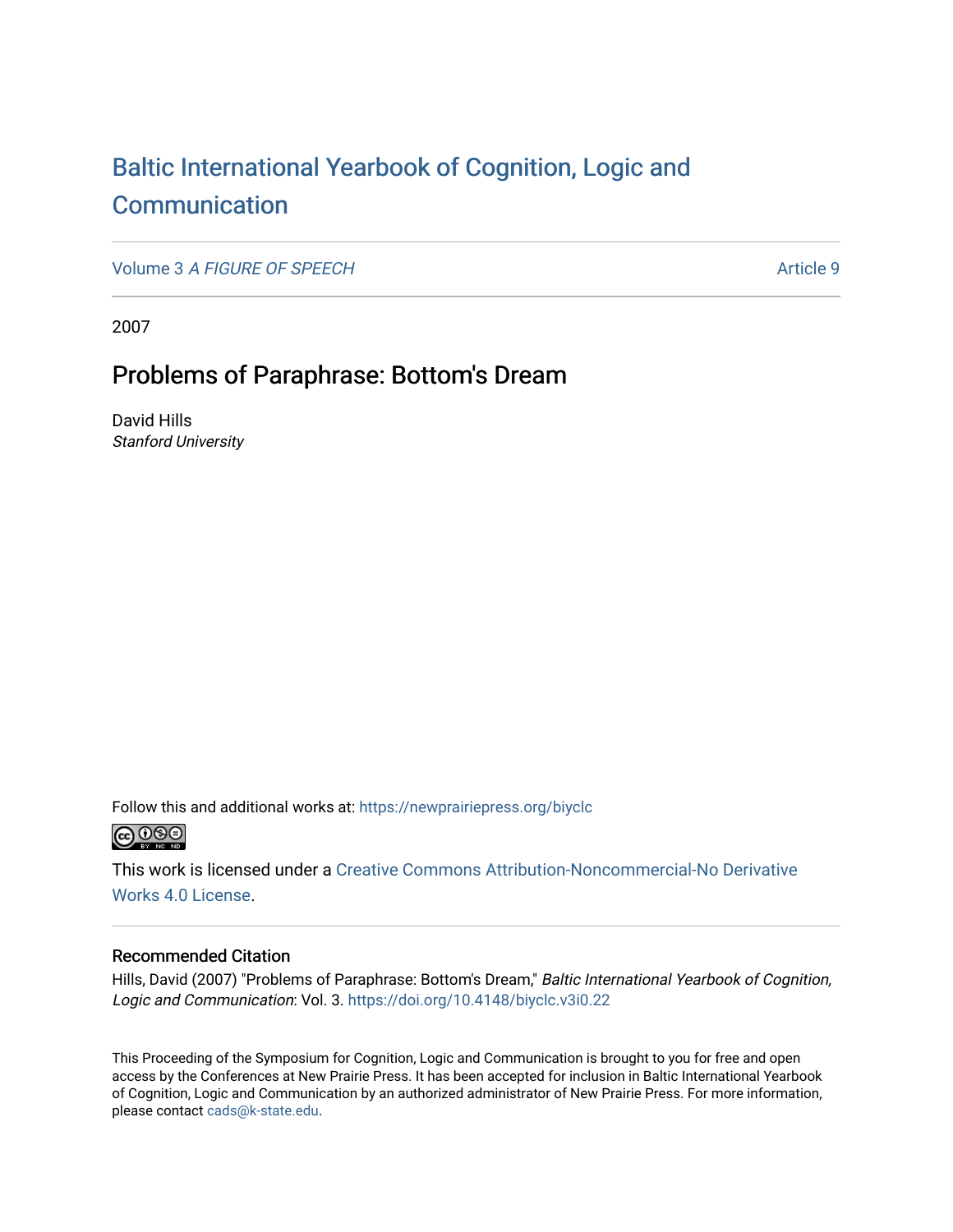# Baltic International Yearbook of Cognition, Logic and Communication

Volume 3 *A FIGURE OF SPEECH* Article 9

2007

## Problems of Paraphrase: Bottom's Dream

David Hills
*Stanford University*

Follow this and additional works at: https://newprairiepress.org/biyclc

This work is licensed under a Creative Commons Attribution-Noncommercial-No Derivative Works 4.0 License.

### Recommended Citation

Hills, David (2007) "Problems of Paraphrase: Bottom's Dream," *Baltic International Yearbook of Cognition, Logic and Communication*: Vol. 3. https://doi.org/10.4148/biyclc.v3i0.22

This Proceeding of the Symposium for Cognition, Logic and Communication is brought to you for free and open access by the Conferences at New Prairie Press. It has been accepted for inclusion in Baltic International Yearbook of Cognition, Logic and Communication by an authorized administrator of New Prairie Press. For more information, please contact cads@k-state.edu.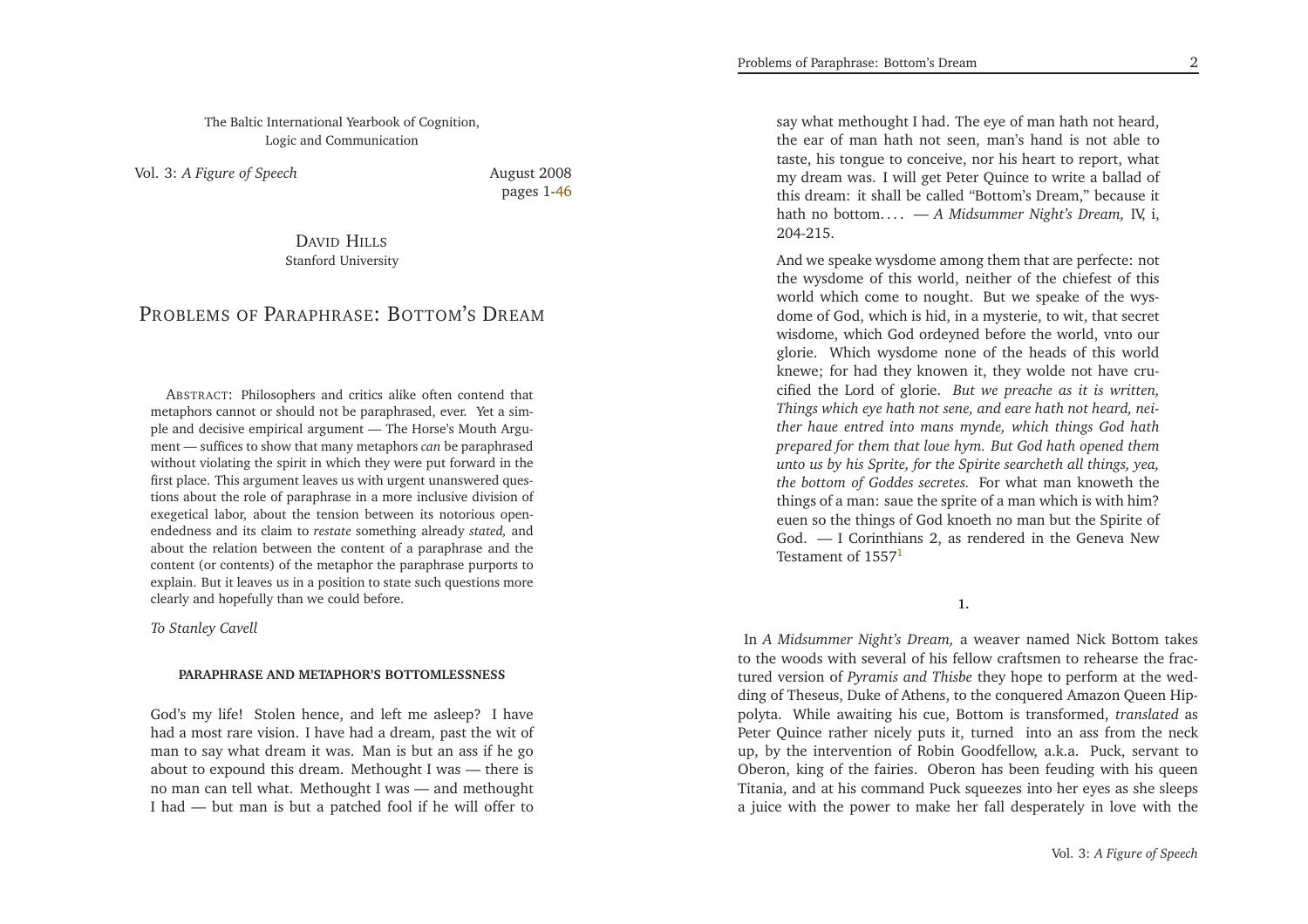The Baltic International Yearbook of Cognition, Logic and Communication

Vol. 3: *A Figure of Speech*

August 2008
pages 1-46

DAVID HILLS
Stanford University

# PROBLEMS OF PARAPHRASE: BOTTOM'S DREAM

ABSTRACT: Philosophers and critics alike often contend that metaphors cannot or should not be paraphrased, ever. Yet a simple and decisive empirical argument — The Horse's Mouth Argument — suffices to show that many metaphors *can* be paraphrased without violating the spirit in which they were put forward in the first place. This argument leaves us with urgent unanswered questions about the role of paraphrase in a more inclusive division of exegetical labor, about the tension between its notorious open-endedness and its claim to *restate* something already *stated,* and about the relation between the content of a paraphrase and the content (or contents) of the metaphor the paraphrase purports to explain. But it leaves us in a position to state such questions more clearly and hopefully than we could before.

*To Stanley Cavell*

## PARAPHRASE AND METAPHOR'S BOTTOMLESSNESS

God's my life! Stolen hence, and left me asleep? I have had a most rare vision. I have had a dream, past the wit of man to say what dream it was. Man is but an ass if he go about to expound this dream. Methought I was — there is no man can tell what. Methought I was — and methought I had — but man is but a patched fool if he will offer to say what methought I had. The eye of man hath not heard, the ear of man hath not seen, man's hand is not able to taste, his tongue to conceive, nor his heart to report, what my dream was. I will get Peter Quince to write a ballad of this dream: it shall be called "Bottom's Dream," because it hath no bottom. . . . — *A Midsummer Night's Dream,* IV, i, 204-215.

And we speake wysdome among them that are perfecte: not the wysdome of this world, neither of the chiefest of this world which come to nought. But we speake of the wysdome of God, which is hid, in a mysterie, to wit, that secret wisdome, which God ordeyned before the world, vnto our glorie. Which wysdome none of the heads of this world knewe; for had they knowen it, they wolde not have crucified the Lord of glorie. *But we preache as it is written, Things which eye hath not sene, and eare hath not heard, neither haue entred into mans mynde, which things God hath prepared for them that loue hym. But God hath opened them unto us by his Sprite, for the Spirite searcheth all things, yea, the bottom of Goddes secretes.* For what man knoweth the things of a man: saue the sprite of a man which is with him? euen so the things of God knoeth no man but the Spirite of God. — I Corinthians 2, as rendered in the Geneva New Testament of 1557[1]

## 1.

In *A Midsummer Night's Dream,* a weaver named Nick Bottom takes to the woods with several of his fellow craftsmen to rehearse the fractured version of *Pyramis and Thisbe* they hope to perform at the wedding of Theseus, Duke of Athens, to the conquered Amazon Queen Hippolyta. While awaiting his cue, Bottom is transformed, *translated* as Peter Quince rather nicely puts it, turned into an ass from the neck up, by the intervention of Robin Goodfellow, a.k.a. Puck, servant to Oberon, king of the fairies. Oberon has been feuding with his queen Titania, and at his command Puck squeezes into her eyes as she sleeps a juice with the power to make her fall desperately in love with the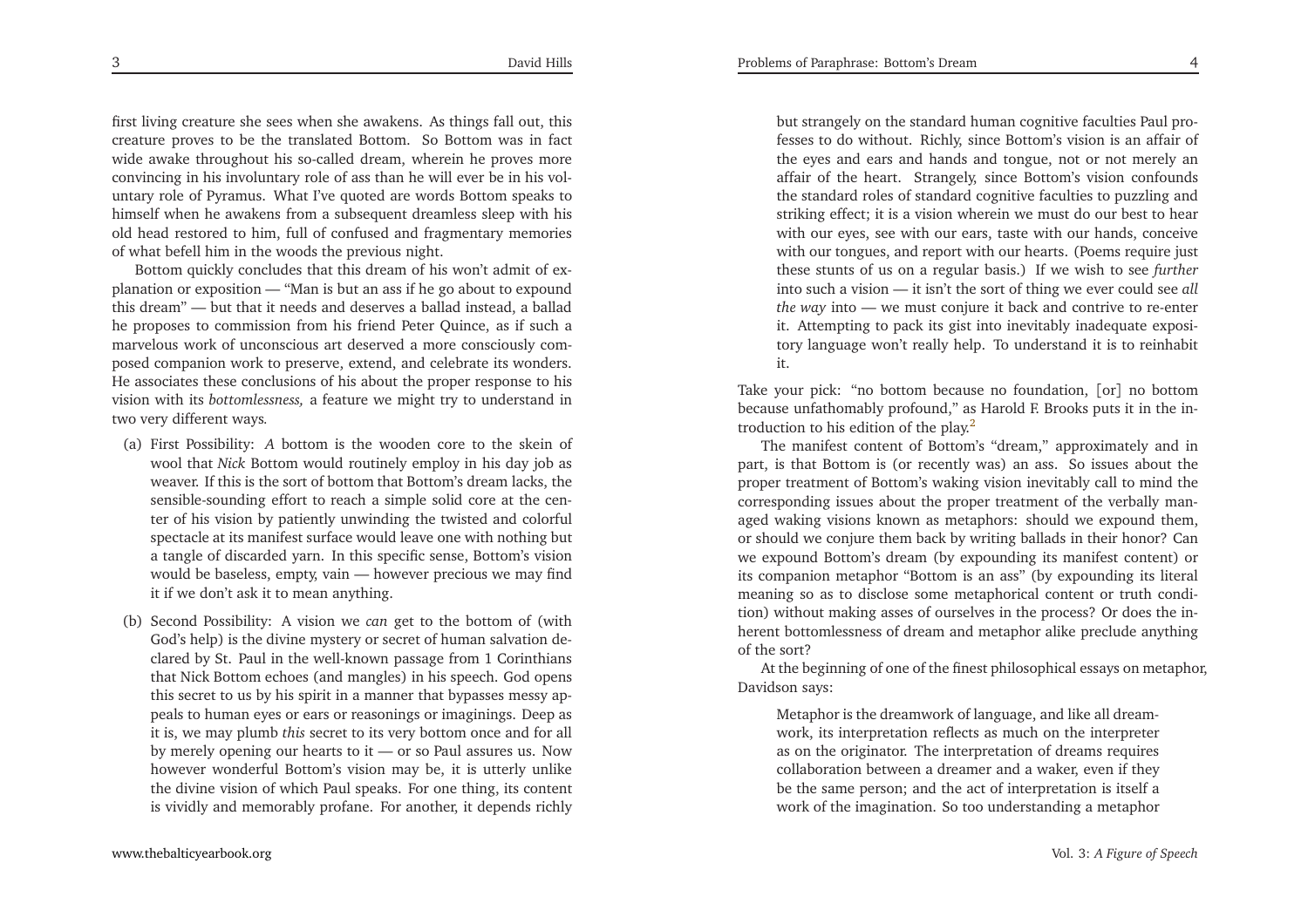first living creature she sees when she awakens. As things fall out, this creature proves to be the translated Bottom. So Bottom was in fact wide awake throughout his so-called dream, wherein he proves more convincing in his involuntary role of ass than he will ever be in his voluntary role of Pyramus. What I've quoted are words Bottom speaks to himself when he awakens from a subsequent dreamless sleep with his old head restored to him, full of confused and fragmentary memories of what befell him in the woods the previous night.

Bottom quickly concludes that this dream of his won't admit of explanation or exposition — "Man is but an ass if he go about to expound this dream" — but that it needs and deserves a ballad instead, a ballad he proposes to commission from his friend Peter Quince, as if such a marvelous work of unconscious art deserved a more consciously composed companion work to preserve, extend, and celebrate its wonders. He associates these conclusions of his about the proper response to his vision with its *bottomlessness,* a feature we might try to understand in two very different ways.

(a) First Possibility: *A* bottom is the wooden core to the skein of wool that *Nick* Bottom would routinely employ in his day job as weaver. If this is the sort of bottom that Bottom's dream lacks, the sensible-sounding effort to reach a simple solid core at the center of his vision by patiently unwinding the twisted and colorful spectacle at its manifest surface would leave one with nothing but a tangle of discarded yarn. In this specific sense, Bottom's vision would be baseless, empty, vain — however precious we may find it if we don't ask it to mean anything.

(b) Second Possibility: A vision we *can* get to the bottom of (with God's help) is the divine mystery or secret of human salvation declared by St. Paul in the well-known passage from 1 Corinthians that Nick Bottom echoes (and mangles) in his speech. God opens this secret to us by his spirit in a manner that bypasses messy appeals to human eyes or ears or reasonings or imaginings. Deep as it is, we may plumb *this* secret to its very bottom once and for all by merely opening our hearts to it — or so Paul assures us. Now however wonderful Bottom's vision may be, it is utterly unlike the divine vision of which Paul speaks. For one thing, its content is vividly and memorably profane. For another, it depends richly but strangely on the standard human cognitive faculties Paul professes to do without. Richly, since Bottom's vision is an affair of the eyes and ears and hands and tongue, not or not merely an affair of the heart. Strangely, since Bottom's vision confounds the standard roles of standard cognitive faculties to puzzling and striking effect; it is a vision wherein we must do our best to hear with our eyes, see with our ears, taste with our hands, conceive with our tongues, and report with our hearts. (Poems require just these stunts of us on a regular basis.) If we wish to see *further* into such a vision — it isn't the sort of thing we ever could see *all the way* into — we must conjure it back and contrive to re-enter it. Attempting to pack its gist into inevitably inadequate expository language won't really help. To understand it is to reinhabit it.

Take your pick: "no bottom because no foundation, [or] no bottom because unfathomably profound," as Harold F. Brooks puts it in the introduction to his edition of the play.[2]

The manifest content of Bottom's "dream," approximately and in part, is that Bottom is (or recently was) an ass. So issues about the proper treatment of Bottom's waking vision inevitably call to mind the corresponding issues about the proper treatment of the verbally managed waking visions known as metaphors: should we expound them, or should we conjure them back by writing ballads in their honor? Can we expound Bottom's dream (by expounding its manifest content) or its companion metaphor "Bottom is an ass" (by expounding its literal meaning so as to disclose some metaphorical content or truth condition) without making asses of ourselves in the process? Or does the inherent bottomlessness of dream and metaphor alike preclude anything of the sort?

At the beginning of one of the finest philosophical essays on metaphor, Davidson says:

> Metaphor is the dreamwork of language, and like all dreamwork, its interpretation reflects as much on the interpreter as on the originator. The interpretation of dreams requires collaboration between a dreamer and a waker, even if they be the same person; and the act of interpretation is itself a work of the imagination. So too understanding a metaphor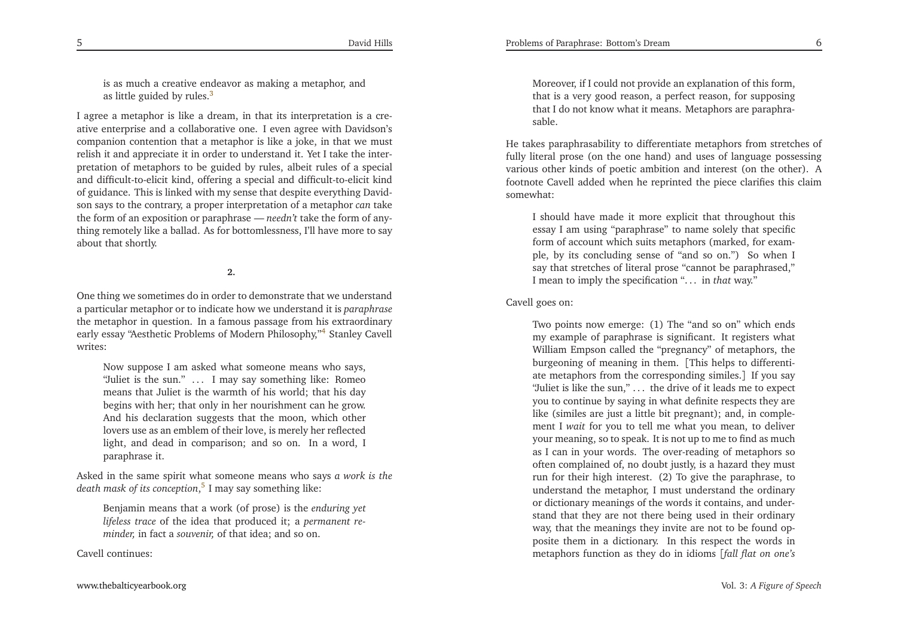is as much a creative endeavor as making a metaphor, and as little guided by rules.[3]

I agree a metaphor is like a dream, in that its interpretation is a creative enterprise and a collaborative one. I even agree with Davidson's companion contention that a metaphor is like a joke, in that we must relish it and appreciate it in order to understand it. Yet I take the interpretation of metaphors to be guided by rules, albeit rules of a special and difficult-to-elicit kind, offering a special and difficult-to-elicit kind of guidance. This is linked with my sense that despite everything Davidson says to the contrary, a proper interpretation of a metaphor *can* take the form of an exposition or paraphrase — *needn't* take the form of anything remotely like a ballad. As for bottomlessness, I'll have more to say about that shortly.

## 2.

One thing we sometimes do in order to demonstrate that we understand a particular metaphor or to indicate how we understand it is *paraphrase* the metaphor in question. In a famous passage from his extraordinary early essay "Aesthetic Problems of Modern Philosophy,"[4] Stanley Cavell writes:

> Now suppose I am asked what someone means who says, "Juliet is the sun." … I may say something like: Romeo means that Juliet is the warmth of his world; that his day begins with her; that only in her nourishment can he grow. And his declaration suggests that the moon, which other lovers use as an emblem of their love, is merely her reflected light, and dead in comparison; and so on. In a word, I paraphrase it.

Asked in the same spirit what someone means who says *a work is the death mask of its conception*,[5] I may say something like:

> Benjamin means that a work (of prose) is the *enduring yet lifeless trace* of the idea that produced it; a *permanent reminder,* in fact a *souvenir,* of that idea; and so on.

Cavell continues:

> Moreover, if I could not provide an explanation of this form, that is a very good reason, a perfect reason, for supposing that I do not know what it means. Metaphors are paraphrasable.

He takes paraphrasability to differentiate metaphors from stretches of fully literal prose (on the one hand) and uses of language possessing various other kinds of poetic ambition and interest (on the other). A footnote Cavell added when he reprinted the piece clarifies this claim somewhat:

> I should have made it more explicit that throughout this essay I am using "paraphrase" to name solely that specific form of account which suits metaphors (marked, for example, by its concluding sense of "and so on.") So when I say that stretches of literal prose "cannot be paraphrased," I mean to imply the specification "… in *that* way."

Cavell goes on:

> Two points now emerge: (1) The "and so on" which ends my example of paraphrase is significant. It registers what William Empson called the "pregnancy" of metaphors, the burgeoning of meaning in them. [This helps to differentiate metaphors from the corresponding similes.] If you say "Juliet is like the sun," … the drive of it leads me to expect you to continue by saying in what definite respects they are like (similes are just a little bit pregnant); and, in complement I *wait* for you to tell me what you mean, to deliver your meaning, so to speak. It is not up to me to find as much as I can in your words. The over-reading of metaphors so often complained of, no doubt justly, is a hazard they must run for their high interest. (2) To give the paraphrase, to understand the metaphor, I must understand the ordinary or dictionary meanings of the words it contains, and understand that they are not there being used in their ordinary way, that the meanings they invite are not to be found opposite them in a dictionary. In this respect the words in metaphors function as they do in idioms [*fall flat on one's*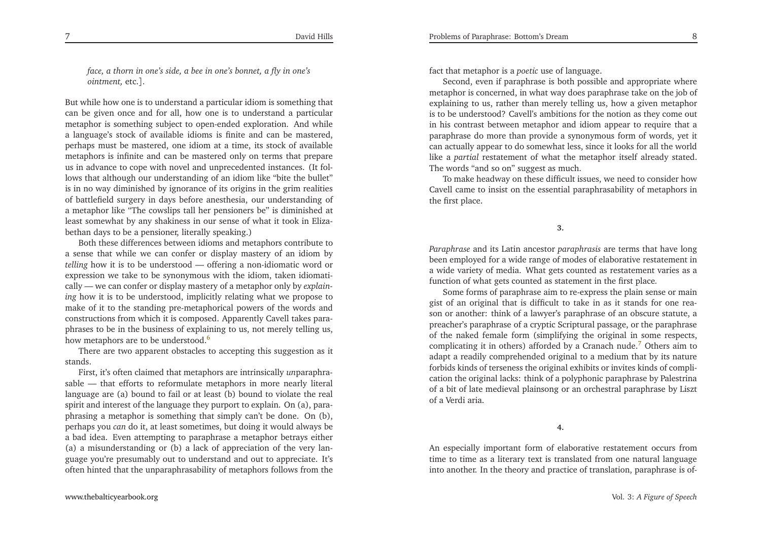*face, a thorn in one's side, a bee in one's bonnet, a fly in one's ointment,* etc.].

But while how one is to understand a particular idiom is something that can be given once and for all, how one is to understand a particular metaphor is something subject to open-ended exploration. And while a language's stock of available idioms is finite and can be mastered, perhaps must be mastered, one idiom at a time, its stock of available metaphors is infinite and can be mastered only on terms that prepare us in advance to cope with novel and unprecedented instances. (It follows that although our understanding of an idiom like "bite the bullet" is in no way diminished by ignorance of its origins in the grim realities of battlefield surgery in days before anesthesia, our understanding of a metaphor like "The cowslips tall her pensioners be" is diminished at least somewhat by any shakiness in our sense of what it took in Elizabethan days to be a pensioner, literally speaking.)

Both these differences between idioms and metaphors contribute to a sense that while we can confer or display mastery of an idiom by *telling* how it is to be understood — offering a non-idiomatic word or expression we take to be synonymous with the idiom, taken idiomatically — we can confer or display mastery of a metaphor only by *explaining* how it is to be understood, implicitly relating what we propose to make of it to the standing pre-metaphorical powers of the words and constructions from which it is composed. Apparently Cavell takes paraphrases to be in the business of explaining to us, not merely telling us, how metaphors are to be understood.[6]

There are two apparent obstacles to accepting this suggestion as it stands.

First, it's often claimed that metaphors are intrinsically *un*paraphrasable — that efforts to reformulate metaphors in more nearly literal language are (a) bound to fail or at least (b) bound to violate the real spirit and interest of the language they purport to explain. On (a), paraphrasing a metaphor is something that simply can't be done. On (b), perhaps you *can* do it, at least sometimes, but doing it would always be a bad idea. Even attempting to paraphrase a metaphor betrays either (a) a misunderstanding or (b) a lack of appreciation of the very language you're presumably out to understand and out to appreciate. It's often hinted that the unparaphrasability of metaphors follows from the fact that metaphor is a *poetic* use of language.

Second, even if paraphrase is both possible and appropriate where metaphor is concerned, in what way does paraphrase take on the job of explaining to us, rather than merely telling us, how a given metaphor is to be understood? Cavell's ambitions for the notion as they come out in his contrast between metaphor and idiom appear to require that a paraphrase do more than provide a synonymous form of words, yet it can actually appear to do somewhat less, since it looks for all the world like a *partial* restatement of what the metaphor itself already stated. The words "and so on" suggest as much.

To make headway on these difficult issues, we need to consider how Cavell came to insist on the essential paraphrasability of metaphors in the first place.

## 3.

*Paraphrase* and its Latin ancestor *paraphrasis* are terms that have long been employed for a wide range of modes of elaborative restatement in a wide variety of media. What gets counted as restatement varies as a function of what gets counted as statement in the first place.

Some forms of paraphrase aim to re-express the plain sense or main gist of an original that is difficult to take in as it stands for one reason or another: think of a lawyer's paraphrase of an obscure statute, a preacher's paraphrase of a cryptic Scriptural passage, or the paraphrase of the naked female form (simplifying the original in some respects, complicating it in others) afforded by a Cranach nude.[7] Others aim to adapt a readily comprehended original to a medium that by its nature forbids kinds of terseness the original exhibits or invites kinds of complication the original lacks: think of a polyphonic paraphrase by Palestrina of a bit of late medieval plainsong or an orchestral paraphrase by Liszt of a Verdi aria.

## 4.

An especially important form of elaborative restatement occurs from time to time as a literary text is translated from one natural language into another. In the theory and practice of translation, paraphrase is of-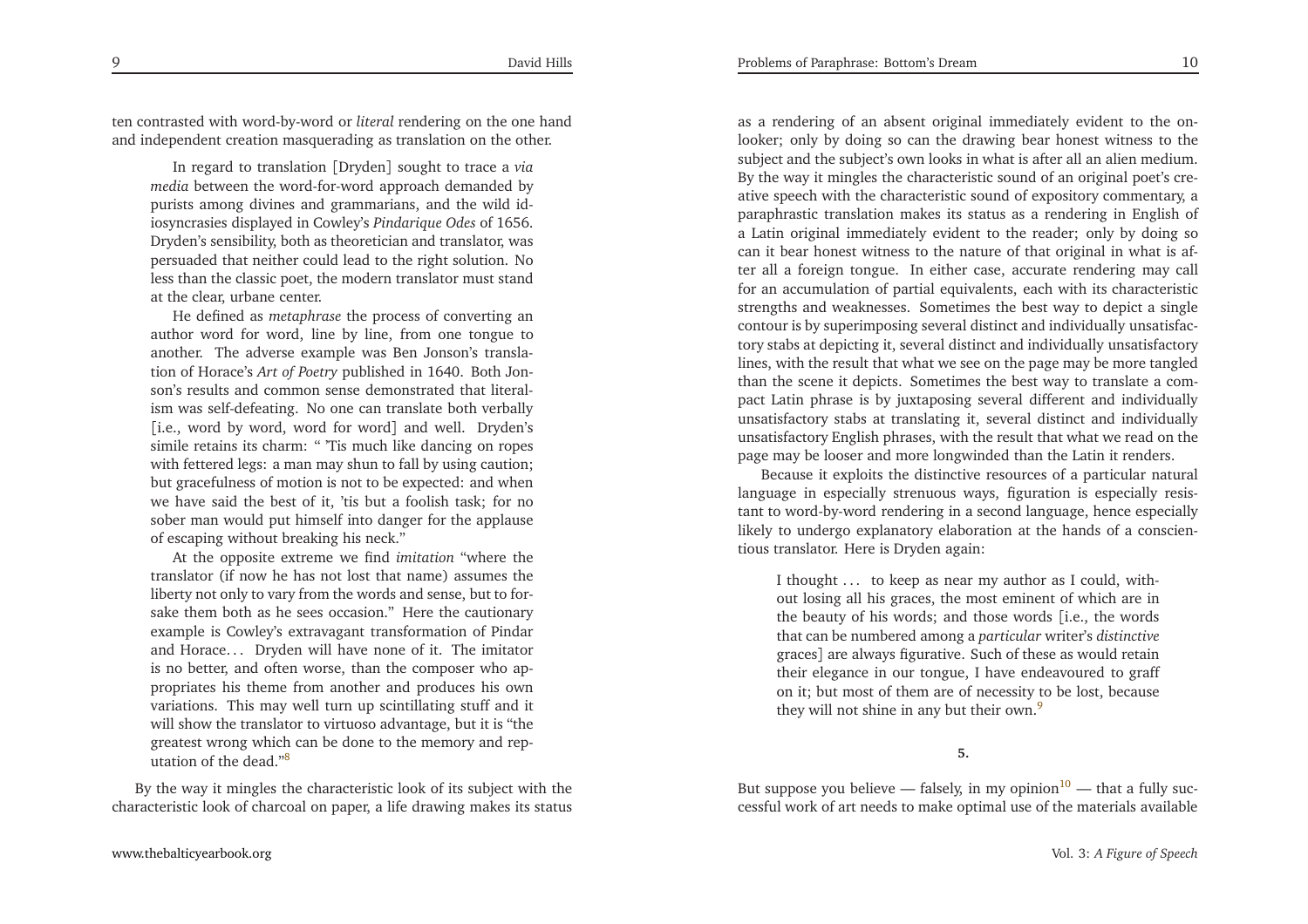ten contrasted with word-by-word or *literal* rendering on the one hand and independent creation masquerading as translation on the other.

> In regard to translation [Dryden] sought to trace a *via media* between the word-for-word approach demanded by purists among divines and grammarians, and the wild idiosyncrasies displayed in Cowley's *Pindarique Odes* of 1656. Dryden's sensibility, both as theoretician and translator, was persuaded that neither could lead to the right solution. No less than the classic poet, the modern translator must stand at the clear, urbane center.
>
> He defined as *metaphrase* the process of converting an author word for word, line by line, from one tongue to another. The adverse example was Ben Jonson's translation of Horace's *Art of Poetry* published in 1640. Both Jonson's results and common sense demonstrated that literalism was self-defeating. No one can translate both verbally [i.e., word by word, word for word] and well. Dryden's simile retains its charm: " 'Tis much like dancing on ropes with fettered legs: a man may shun to fall by using caution; but gracefulness of motion is not to be expected: and when we have said the best of it, 'tis but a foolish task; for no sober man would put himself into danger for the applause of escaping without breaking his neck."
>
> At the opposite extreme we find *imitation* "where the translator (if now he has not lost that name) assumes the liberty not only to vary from the words and sense, but to forsake them both as he sees occasion." Here the cautionary example is Cowley's extravagant transformation of Pindar and Horace... Dryden will have none of it. The imitator is no better, and often worse, than the composer who appropriates his theme from another and produces his own variations. This may well turn up scintillating stuff and it will show the translator to virtuoso advantage, but it is "the greatest wrong which can be done to the memory and reputation of the dead."[8]

By the way it mingles the characteristic look of its subject with the characteristic look of charcoal on paper, a life drawing makes its status as a rendering of an absent original immediately evident to the onlooker; only by doing so can the drawing bear honest witness to the subject and the subject's own looks in what is after all an alien medium. By the way it mingles the characteristic sound of an original poet's creative speech with the characteristic sound of expository commentary, a paraphrastic translation makes its status as a rendering in English of a Latin original immediately evident to the reader; only by doing so can it bear honest witness to the nature of that original in what is after all a foreign tongue. In either case, accurate rendering may call for an accumulation of partial equivalents, each with its characteristic strengths and weaknesses. Sometimes the best way to depict a single contour is by superimposing several distinct and individually unsatisfactory stabs at depicting it, several distinct and individually unsatisfactory lines, with the result that what we see on the page may be more tangled than the scene it depicts. Sometimes the best way to translate a compact Latin phrase is by juxtaposing several different and individually unsatisfactory stabs at translating it, several distinct and individually unsatisfactory English phrases, with the result that what we read on the page may be looser and more longwinded than the Latin it renders.

Because it exploits the distinctive resources of a particular natural language in especially strenuous ways, figuration is especially resistant to word-by-word rendering in a second language, hence especially likely to undergo explanatory elaboration at the hands of a conscientious translator. Here is Dryden again:

> I thought ... to keep as near my author as I could, without losing all his graces, the most eminent of which are in the beauty of his words; and those words [i.e., the words that can be numbered among a *particular* writer's *distinctive* graces] are always figurative. Such of these as would retain their elegance in our tongue, I have endeavoured to graff on it; but most of them are of necessity to be lost, because they will not shine in any but their own.[9]

## 5.

But suppose you believe — falsely, in my opinion[10] — that a fully successful work of art needs to make optimal use of the materials available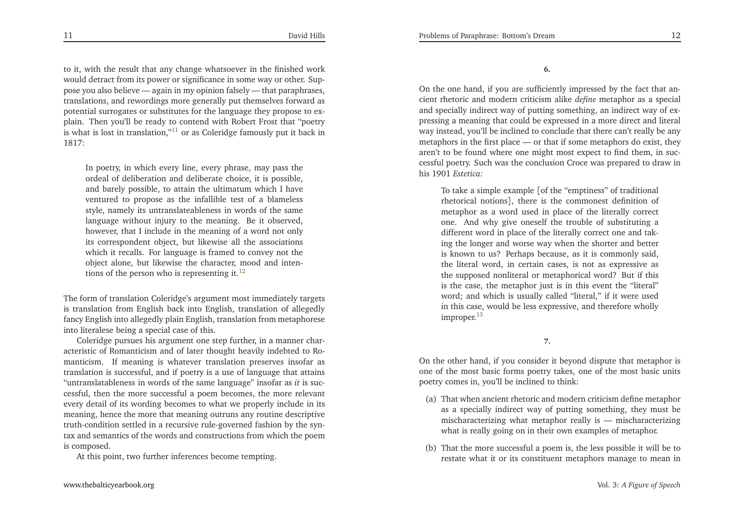to it, with the result that any change whatsoever in the finished work would detract from its power or significance in some way or other. Suppose you also believe — again in my opinion falsely — that paraphrases, translations, and rewordings more generally put themselves forward as potential surrogates or substitutes for the language they propose to explain. Then you'll be ready to contend with Robert Frost that "poetry is what is lost in translation,"[11] or as Coleridge famously put it back in 1817:

> In poetry, in which every line, every phrase, may pass the ordeal of deliberation and deliberate choice, it is possible, and barely possible, to attain the ultimatum which I have ventured to propose as the infallible test of a blameless style, namely its untranslateableness in words of the same language without injury to the meaning. Be it observed, however, that I include in the meaning of a word not only its correspondent object, but likewise all the associations which it recalls. For language is framed to convey not the object alone, but likewise the character, mood and intentions of the person who is representing it.[12]

The form of translation Coleridge's argument most immediately targets is translation from English back into English, translation of allegedly fancy English into allegedly plain English, translation from metaphorese into literalese being a special case of this.

Coleridge pursues his argument one step further, in a manner characteristic of Romanticism and of later thought heavily indebted to Romanticism. If meaning is whatever translation preserves insofar as translation is successful, and if poetry is a use of language that attains "untranslatableness in words of the same language" insofar as *it* is successful, then the more successful a poem becomes, the more relevant every detail of its wording becomes to what we properly include in its meaning, hence the more that meaning outruns any routine descriptive truth-condition settled in a recursive rule-governed fashion by the syntax and semantics of the words and constructions from which the poem is composed.

At this point, two further inferences become tempting.

**6.**

On the one hand, if you are sufficiently impressed by the fact that ancient rhetoric and modern criticism alike *define* metaphor as a special and specially indirect way of putting something, an indirect way of expressing a meaning that could be expressed in a more direct and literal way instead, you'll be inclined to conclude that there can't really be any metaphors in the first place — or that if some metaphors do exist, they aren't to be found where one might most expect to find them, in successful poetry. Such was the conclusion Croce was prepared to draw in his 1901 *Estetica:*

> To take a simple example [of the "emptiness" of traditional rhetorical notions], there is the commonest definition of metaphor as a word used in place of the literally correct one. And why give oneself the trouble of substituting a different word in place of the literally correct one and taking the longer and worse way when the shorter and better is known to us? Perhaps because, as it is commonly said, the literal word, in certain cases, is not as expressive as the supposed nonliteral or metaphorical word? But if this is the case, the metaphor just is in this event the "literal" word; and which is usually called "literal," if it were used in this case, would be less expressive, and therefore wholly improper.[13]

**7.**

On the other hand, if you consider it beyond dispute that metaphor is one of the most basic forms poetry takes, one of the most basic units poetry comes in, you'll be inclined to think:

(a) That when ancient rhetoric and modern criticism define metaphor as a specially indirect way of putting something, they must be mischaracterizing what metaphor really is — mischaracterizing what is really going on in their own examples of metaphor.

(b) That the more successful a poem is, the less possible it will be to restate what it or its constituent metaphors manage to mean in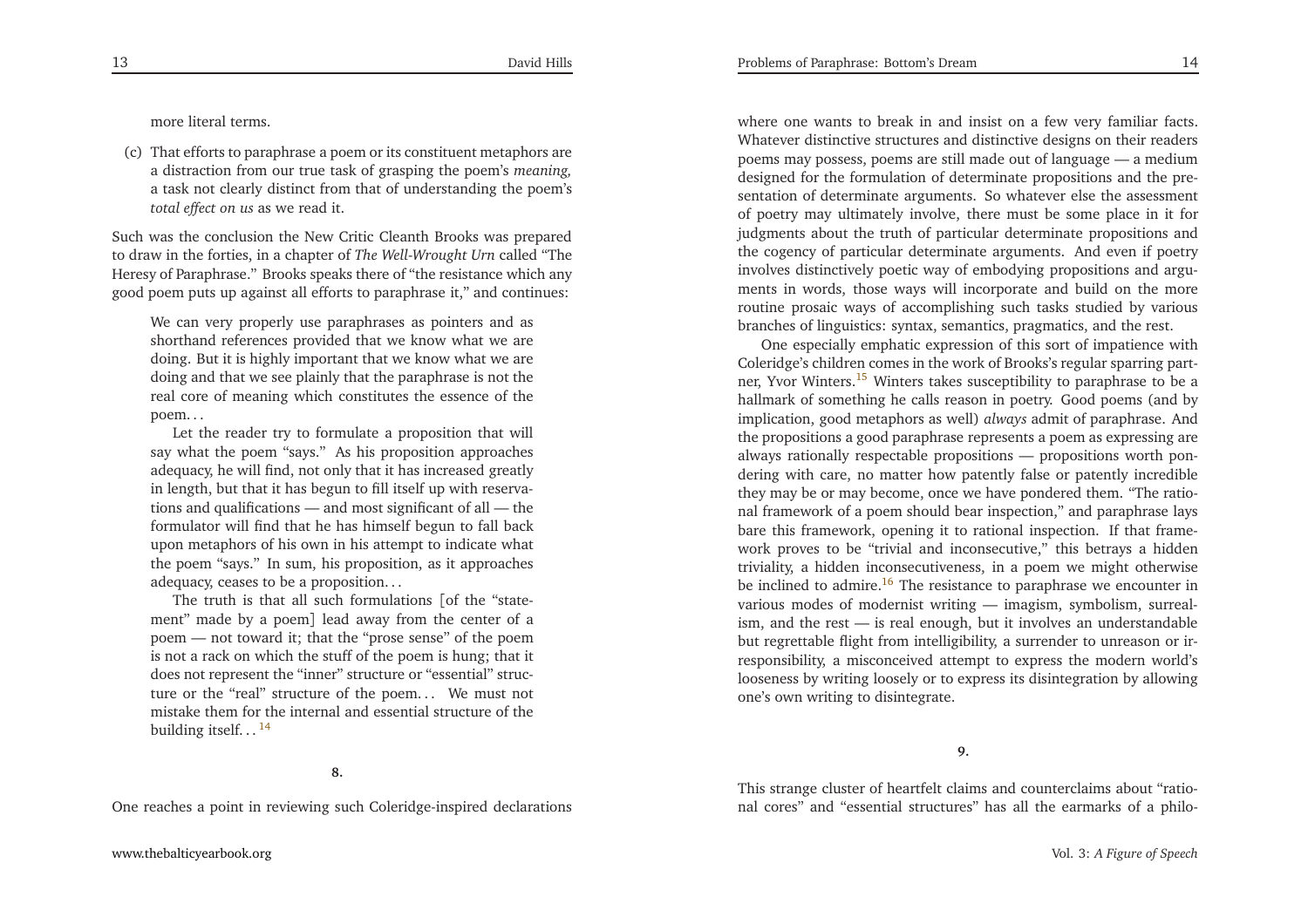more literal terms.

(c) That efforts to paraphrase a poem or its constituent metaphors are a distraction from our true task of grasping the poem's *meaning,* a task not clearly distinct from that of understanding the poem's *total effect on us* as we read it.

Such was the conclusion the New Critic Cleanth Brooks was prepared to draw in the forties, in a chapter of *The Well-Wrought Urn* called "The Heresy of Paraphrase." Brooks speaks there of "the resistance which any good poem puts up against all efforts to paraphrase it," and continues:

> We can very properly use paraphrases as pointers and as shorthand references provided that we know what we are doing. But it is highly important that we know what we are doing and that we see plainly that the paraphrase is not the real core of meaning which constitutes the essence of the poem. . .
>
> Let the reader try to formulate a proposition that will say what the poem "says." As his proposition approaches adequacy, he will find, not only that it has increased greatly in length, but that it has begun to fill itself up with reservations and qualifications — and most significant of all — the formulator will find that he has himself begun to fall back upon metaphors of his own in his attempt to indicate what the poem "says." In sum, his proposition, as it approaches adequacy, ceases to be a proposition. . .
>
> The truth is that all such formulations [of the "statement" made by a poem] lead away from the center of a poem — not toward it; that the "prose sense" of the poem is not a rack on which the stuff of the poem is hung; that it does not represent the "inner" structure or "essential" structure or the "real" structure of the poem. . . We must not mistake them for the internal and essential structure of the building itself. . . [14]

**8.**

One reaches a point in reviewing such Coleridge-inspired declarations where one wants to break in and insist on a few very familiar facts. Whatever distinctive structures and distinctive designs on their readers poems may possess, poems are still made out of language — a medium designed for the formulation of determinate propositions and the presentation of determinate arguments. So whatever else the assessment of poetry may ultimately involve, there must be some place in it for judgments about the truth of particular determinate propositions and the cogency of particular determinate arguments. And even if poetry involves distinctively poetic way of embodying propositions and arguments in words, those ways will incorporate and build on the more routine prosaic ways of accomplishing such tasks studied by various branches of linguistics: syntax, semantics, pragmatics, and the rest.

One especially emphatic expression of this sort of impatience with Coleridge's children comes in the work of Brooks's regular sparring partner, Yvor Winters.[15] Winters takes susceptibility to paraphrase to be a hallmark of something he calls reason in poetry. Good poems (and by implication, good metaphors as well) *always* admit of paraphrase. And the propositions a good paraphrase represents a poem as expressing are always rationally respectable propositions — propositions worth pondering with care, no matter how patently false or patently incredible they may be or may become, once we have pondered them. "The rational framework of a poem should bear inspection," and paraphrase lays bare this framework, opening it to rational inspection. If that framework proves to be "trivial and inconsecutive," this betrays a hidden triviality, a hidden inconsecutiveness, in a poem we might otherwise be inclined to admire.[16] The resistance to paraphrase we encounter in various modes of modernist writing — imagism, symbolism, surrealism, and the rest — is real enough, but it involves an understandable but regrettable flight from intelligibility, a surrender to unreason or irresponsibility, a misconceived attempt to express the modern world's looseness by writing loosely or to express its disintegration by allowing one's own writing to disintegrate.

**9.**

This strange cluster of heartfelt claims and counterclaims about "rational cores" and "essential structures" has all the earmarks of a philo-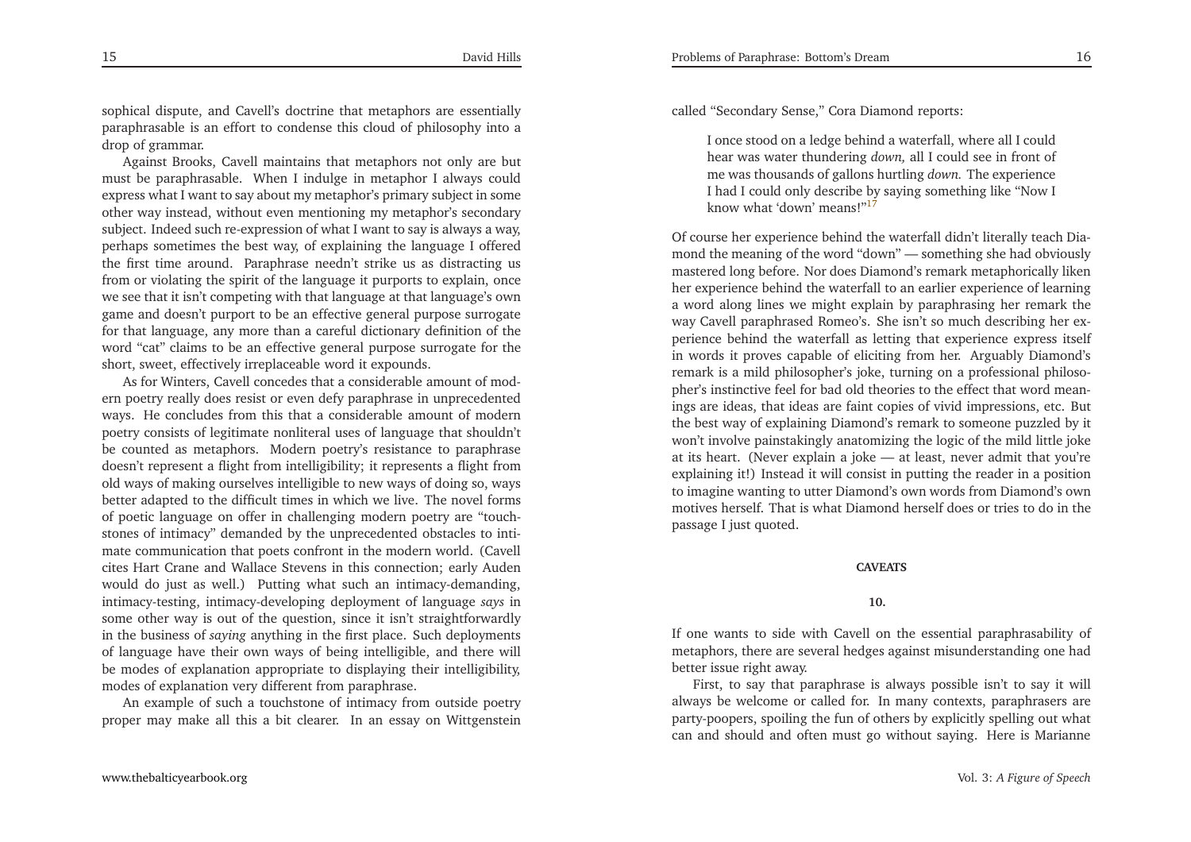sophical dispute, and Cavell's doctrine that metaphors are essentially paraphrasable is an effort to condense this cloud of philosophy into a drop of grammar.

Against Brooks, Cavell maintains that metaphors not only are but must be paraphrasable. When I indulge in metaphor I always could express what I want to say about my metaphor's primary subject in some other way instead, without even mentioning my metaphor's secondary subject. Indeed such re-expression of what I want to say is always a way, perhaps sometimes the best way, of explaining the language I offered the first time around. Paraphrase needn't strike us as distracting us from or violating the spirit of the language it purports to explain, once we see that it isn't competing with that language at that language's own game and doesn't purport to be an effective general purpose surrogate for that language, any more than a careful dictionary definition of the word "cat" claims to be an effective general purpose surrogate for the short, sweet, effectively irreplaceable word it expounds.

As for Winters, Cavell concedes that a considerable amount of modern poetry really does resist or even defy paraphrase in unprecedented ways. He concludes from this that a considerable amount of modern poetry consists of legitimate nonliteral uses of language that shouldn't be counted as metaphors. Modern poetry's resistance to paraphrase doesn't represent a flight from intelligibility; it represents a flight from old ways of making ourselves intelligible to new ways of doing so, ways better adapted to the difficult times in which we live. The novel forms of poetic language on offer in challenging modern poetry are "touchstones of intimacy" demanded by the unprecedented obstacles to intimate communication that poets confront in the modern world. (Cavell cites Hart Crane and Wallace Stevens in this connection; early Auden would do just as well.) Putting what such an intimacy-demanding, intimacy-testing, intimacy-developing deployment of language *says* in some other way is out of the question, since it isn't straightforwardly in the business of *saying* anything in the first place. Such deployments of language have their own ways of being intelligible, and there will be modes of explanation appropriate to displaying their intelligibility, modes of explanation very different from paraphrase.

An example of such a touchstone of intimacy from outside poetry proper may make all this a bit clearer. In an essay on Wittgenstein called "Secondary Sense," Cora Diamond reports:

> I once stood on a ledge behind a waterfall, where all I could hear was water thundering *down,* all I could see in front of me was thousands of gallons hurtling *down.* The experience I had I could only describe by saying something like "Now I know what 'down' means!"[17]

Of course her experience behind the waterfall didn't literally teach Diamond the meaning of the word "down" — something she had obviously mastered long before. Nor does Diamond's remark metaphorically liken her experience behind the waterfall to an earlier experience of learning a word along lines we might explain by paraphrasing her remark the way Cavell paraphrased Romeo's. She isn't so much describing her experience behind the waterfall as letting that experience express itself in words it proves capable of eliciting from her. Arguably Diamond's remark is a mild philosopher's joke, turning on a professional philosopher's instinctive feel for bad old theories to the effect that word meanings are ideas, that ideas are faint copies of vivid impressions, etc. But the best way of explaining Diamond's remark to someone puzzled by it won't involve painstakingly anatomizing the logic of the mild little joke at its heart. (Never explain a joke — at least, never admit that you're explaining it!) Instead it will consist in putting the reader in a position to imagine wanting to utter Diamond's own words from Diamond's own motives herself. That is what Diamond herself does or tries to do in the passage I just quoted.

## CAVEATS

### 10.

If one wants to side with Cavell on the essential paraphrasability of metaphors, there are several hedges against misunderstanding one had better issue right away.

First, to say that paraphrase is always possible isn't to say it will always be welcome or called for. In many contexts, paraphrasers are party-poopers, spoiling the fun of others by explicitly spelling out what can and should and often must go without saying. Here is Marianne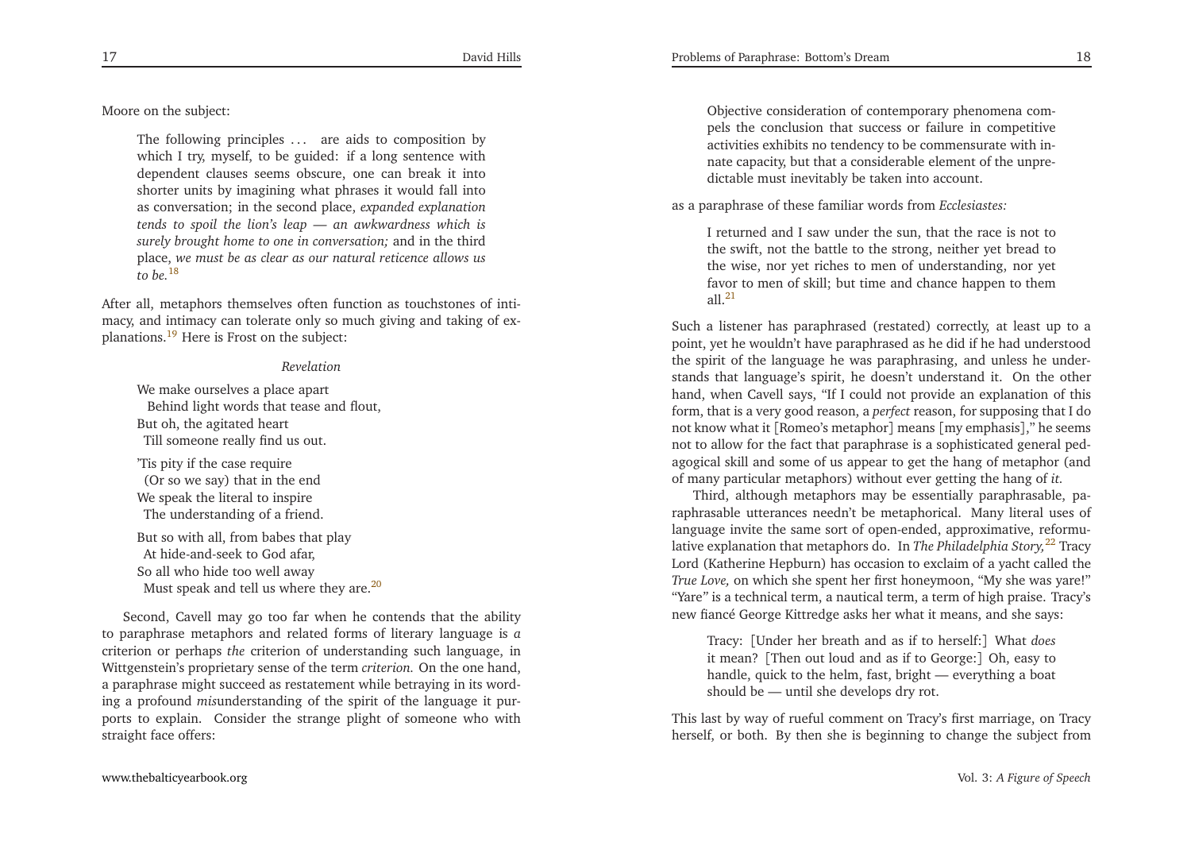Moore on the subject:

> The following principles . . . are aids to composition by which I try, myself, to be guided: if a long sentence with dependent clauses seems obscure, one can break it into shorter units by imagining what phrases it would fall into as conversation; in the second place, *expanded explanation tends to spoil the lion's leap — an awkwardness which is surely brought home to one in conversation;* and in the third place, *we must be as clear as our natural reticence allows us to be.*[18]

After all, metaphors themselves often function as touchstones of intimacy, and intimacy can tolerate only so much giving and taking of explanations.[19] Here is Frost on the subject:

> *Revelation*
>
> We make ourselves a place apart
> Behind light words that tease and flout,
> But oh, the agitated heart
> Till someone really find us out.
>
> 'Tis pity if the case require
> (Or so we say) that in the end
> We speak the literal to inspire
> The understanding of a friend.
>
> But so with all, from babes that play
> At hide-and-seek to God afar,
> So all who hide too well away
> Must speak and tell us where they are.[20]

Second, Cavell may go too far when he contends that the ability to paraphrase metaphors and related forms of literary language is *a* criterion or perhaps *the* criterion of understanding such language, in Wittgenstein's proprietary sense of the term *criterion.* On the one hand, a paraphrase might succeed as restatement while betraying in its wording a profound *mis*understanding of the spirit of the language it purports to explain. Consider the strange plight of someone who with straight face offers:

> Objective consideration of contemporary phenomena compels the conclusion that success or failure in competitive activities exhibits no tendency to be commensurate with innate capacity, but that a considerable element of the unpredictable must inevitably be taken into account.

as a paraphrase of these familiar words from *Ecclesiastes:*

> I returned and I saw under the sun, that the race is not to the swift, not the battle to the strong, neither yet bread to the wise, nor yet riches to men of understanding, nor yet favor to men of skill; but time and chance happen to them all.[21]

Such a listener has paraphrased (restated) correctly, at least up to a point, yet he wouldn't have paraphrased as he did if he had understood the spirit of the language he was paraphrasing, and unless he understands that language's spirit, he doesn't understand it. On the other hand, when Cavell says, "If I could not provide an explanation of this form, that is a very good reason, a *perfect* reason, for supposing that I do not know what it [Romeo's metaphor] means [my emphasis]," he seems not to allow for the fact that paraphrase is a sophisticated general pedagogical skill and some of us appear to get the hang of metaphor (and of many particular metaphors) without ever getting the hang of *it.*

Third, although metaphors may be essentially paraphrasable, paraphrasable utterances needn't be metaphorical. Many literal uses of language invite the same sort of open-ended, approximative, reformulative explanation that metaphors do. In *The Philadelphia Story,*[22] Tracy Lord (Katherine Hepburn) has occasion to exclaim of a yacht called the *True Love,* on which she spent her first honeymoon, "My she was yare!" "Yare" is a technical term, a nautical term, a term of high praise. Tracy's new fiancé George Kittredge asks her what it means, and she says:

> Tracy: [Under her breath and as if to herself:] What *does* it mean? [Then out loud and as if to George:] Oh, easy to handle, quick to the helm, fast, bright — everything a boat should be — until she develops dry rot.

This last by way of rueful comment on Tracy's first marriage, on Tracy herself, or both. By then she is beginning to change the subject from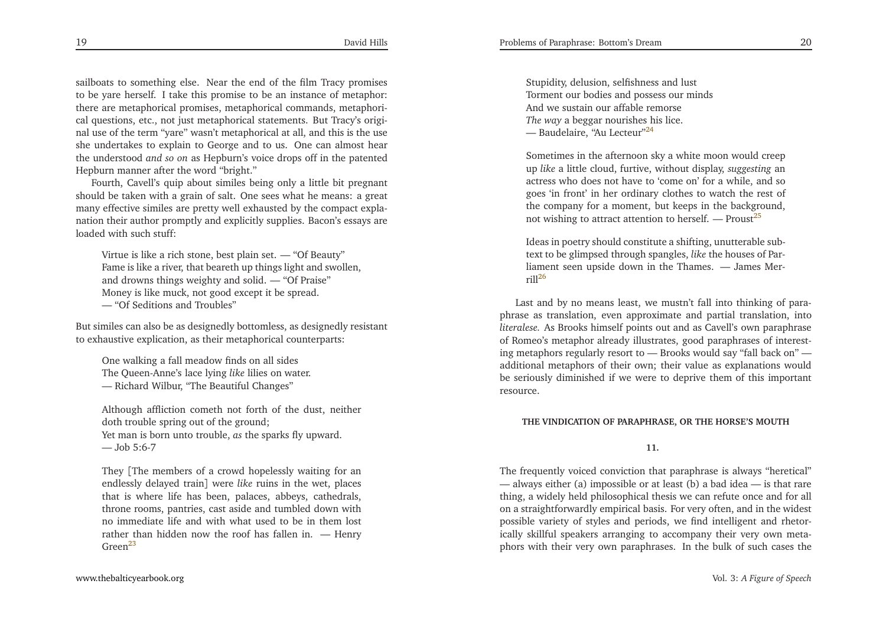sailboats to something else. Near the end of the film Tracy promises to be yare herself. I take this promise to be an instance of metaphor: there are metaphorical promises, metaphorical commands, metaphorical questions, etc., not just metaphorical statements. But Tracy's original use of the term "yare" wasn't metaphorical at all, and this is the use she undertakes to explain to George and to us. One can almost hear the understood *and so on* as Hepburn's voice drops off in the patented Hepburn manner after the word "bright."

Fourth, Cavell's quip about similes being only a little bit pregnant should be taken with a grain of salt. One sees what he means: a great many effective similes are pretty well exhausted by the compact explanation their author promptly and explicitly supplies. Bacon's essays are loaded with such stuff:

> Virtue is like a rich stone, best plain set. — "Of Beauty"
> Fame is like a river, that beareth up things light and swollen, and drowns things weighty and solid. — "Of Praise"
> Money is like muck, not good except it be spread.
> — "Of Seditions and Troubles"

But similes can also be as designedly bottomless, as designedly resistant to exhaustive explication, as their metaphorical counterparts:

> One walking a fall meadow finds on all sides
> The Queen-Anne's lace lying *like* lilies on water.
> — Richard Wilbur, "The Beautiful Changes"

> Although affliction cometh not forth of the dust, neither doth trouble spring out of the ground;
> Yet man is born unto trouble, *as* the sparks fly upward.
> — Job 5:6-7

> They [The members of a crowd hopelessly waiting for an endlessly delayed train] were *like* ruins in the wet, places that is where life has been, palaces, abbeys, cathedrals, throne rooms, pantries, cast aside and tumbled down with no immediate life and with what used to be in them lost rather than hidden now the roof has fallen in. — Henry Green[23]

> Stupidity, delusion, selfishness and lust
> Torment our bodies and possess our minds
> And we sustain our affable remorse
> *The way* a beggar nourishes his lice.
> — Baudelaire, "Au Lecteur"[24]

> Sometimes in the afternoon sky a white moon would creep up *like* a little cloud, furtive, without display, *suggesting* an actress who does not have to 'come on' for a while, and so goes 'in front' in her ordinary clothes to watch the rest of the company for a moment, but keeps in the background, not wishing to attract attention to herself. — Proust[25]

> Ideas in poetry should constitute a shifting, unutterable subtext to be glimpsed through spangles, *like* the houses of Parliament seen upside down in the Thames. — James Merrill[26]

Last and by no means least, we mustn't fall into thinking of paraphrase as translation, even approximate and partial translation, into *literalese*. As Brooks himself points out and as Cavell's own paraphrase of Romeo's metaphor already illustrates, good paraphrases of interesting metaphors regularly resort to — Brooks would say "fall back on" — additional metaphors of their own; their value as explanations would be seriously diminished if we were to deprive them of this important resource.

## THE VINDICATION OF PARAPHRASE, OR THE HORSE'S MOUTH

### 11.

The frequently voiced conviction that paraphrase is always "heretical" — always either (a) impossible or at least (b) a bad idea — is that rare thing, a widely held philosophical thesis we can refute once and for all on a straightforwardly empirical basis. For very often, and in the widest possible variety of styles and periods, we find intelligent and rhetorically skillful speakers arranging to accompany their very own metaphors with their very own paraphrases. In the bulk of such cases the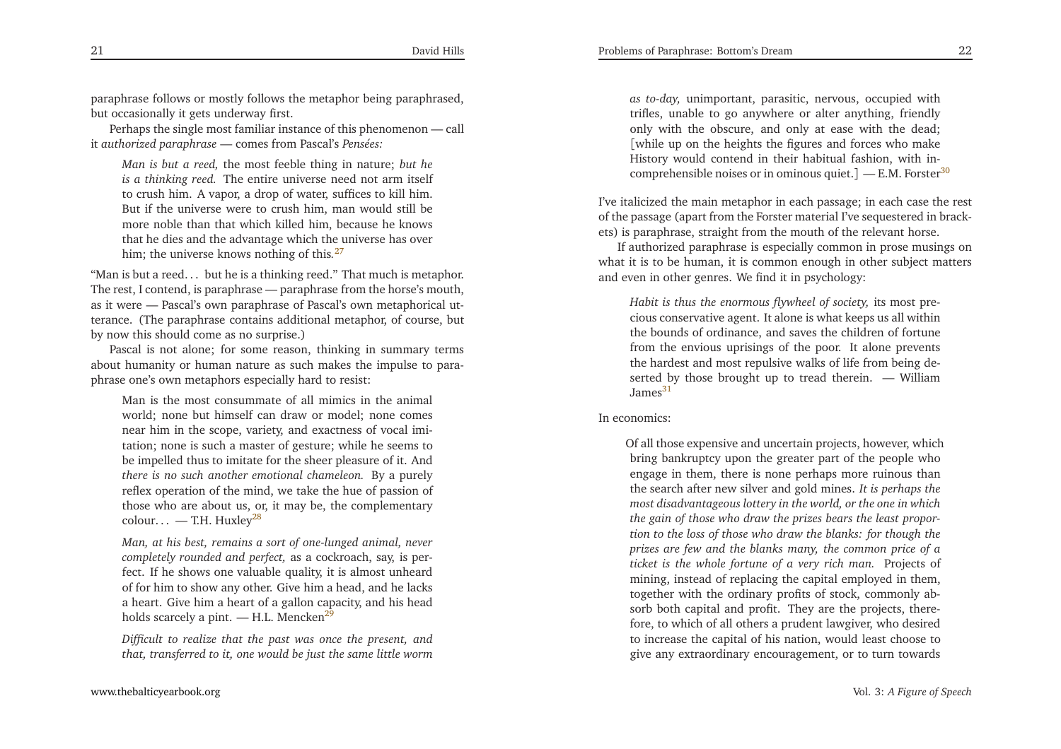paraphrase follows or mostly follows the metaphor being paraphrased, but occasionally it gets underway first.

Perhaps the single most familiar instance of this phenomenon — call it *authorized paraphrase* — comes from Pascal's *Pensées:*

> *Man is but a reed,* the most feeble thing in nature; *but he is a thinking reed.* The entire universe need not arm itself to crush him. A vapor, a drop of water, suffices to kill him. But if the universe were to crush him, man would still be more noble than that which killed him, because he knows that he dies and the advantage which the universe has over him; the universe knows nothing of this.[27]

"Man is but a reed. . . but he is a thinking reed." That much is metaphor. The rest, I contend, is paraphrase — paraphrase from the horse's mouth, as it were — Pascal's own paraphrase of Pascal's own metaphorical utterance. (The paraphrase contains additional metaphor, of course, but by now this should come as no surprise.)

Pascal is not alone; for some reason, thinking in summary terms about humanity or human nature as such makes the impulse to paraphrase one's own metaphors especially hard to resist:

> Man is the most consummate of all mimics in the animal world; none but himself can draw or model; none comes near him in the scope, variety, and exactness of vocal imitation; none is such a master of gesture; while he seems to be impelled thus to imitate for the sheer pleasure of it. And *there is no such another emotional chameleon.* By a purely reflex operation of the mind, we take the hue of passion of those who are about us, or, it may be, the complementary colour. . . — T.H. Huxley[28]

> *Man, at his best, remains a sort of one-lunged animal, never completely rounded and perfect,* as a cockroach, say, is perfect. If he shows one valuable quality, it is almost unheard of for him to show any other. Give him a head, and he lacks a heart. Give him a heart of a gallon capacity, and his head holds scarcely a pint. — H.L. Mencken[29]

> *Difficult to realize that the past was once the present, and that, transferred to it, one would be just the same little worm as to-day,* unimportant, parasitic, nervous, occupied with trifles, unable to go anywhere or alter anything, friendly only with the obscure, and only at ease with the dead; [while up on the heights the figures and forces who make History would contend in their habitual fashion, with incomprehensible noises or in ominous quiet.] — E.M. Forster[30]

I've italicized the main metaphor in each passage; in each case the rest of the passage (apart from the Forster material I've sequestered in brackets) is paraphrase, straight from the mouth of the relevant horse.

If authorized paraphrase is especially common in prose musings on what it is to be human, it is common enough in other subject matters and even in other genres. We find it in psychology:

> *Habit is thus the enormous flywheel of society,* its most precious conservative agent. It alone is what keeps us all within the bounds of ordinance, and saves the children of fortune from the envious uprisings of the poor. It alone prevents the hardest and most repulsive walks of life from being deserted by those brought up to tread therein. — William James[31]

In economics:

> Of all those expensive and uncertain projects, however, which bring bankruptcy upon the greater part of the people who engage in them, there is none perhaps more ruinous than the search after new silver and gold mines. *It is perhaps the most disadvantageous lottery in the world, or the one in which the gain of those who draw the prizes bears the least proportion to the loss of those who draw the blanks: for though the prizes are few and the blanks many, the common price of a ticket is the whole fortune of a very rich man.* Projects of mining, instead of replacing the capital employed in them, together with the ordinary profits of stock, commonly absorb both capital and profit. They are the projects, therefore, to which of all others a prudent lawgiver, who desired to increase the capital of his nation, would least choose to give any extraordinary encouragement, or to turn towards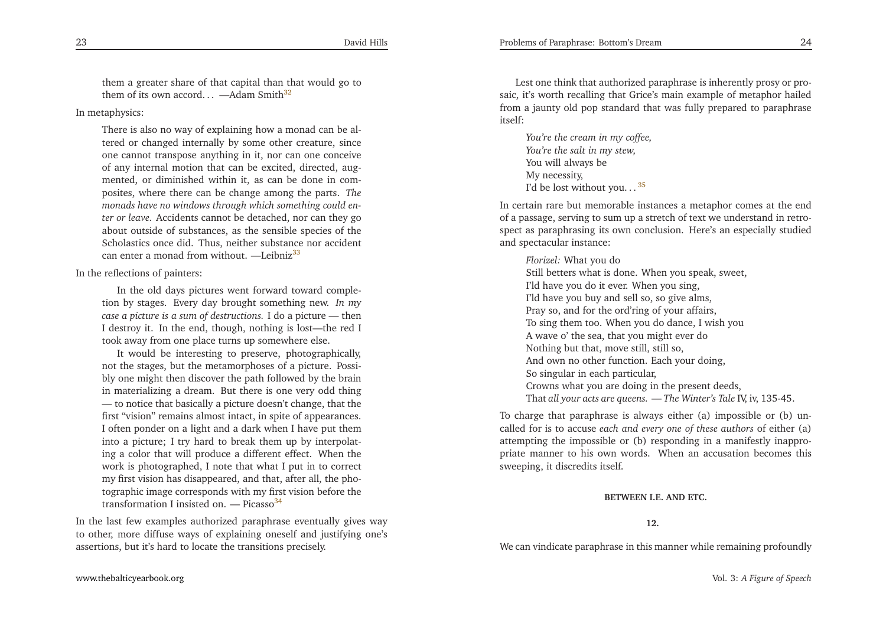them a greater share of that capital than that would go to them of its own accord... —Adam Smith[32]

In metaphysics:

> There is also no way of explaining how a monad can be altered or changed internally by some other creature, since one cannot transpose anything in it, nor can one conceive of any internal motion that can be excited, directed, augmented, or diminished within it, as can be done in composites, where there can be change among the parts. *The monads have no windows through which something could enter or leave.* Accidents cannot be detached, nor can they go about outside of substances, as the sensible species of the Scholastics once did. Thus, neither substance nor accident can enter a monad from without. —Leibniz[33]

In the reflections of painters:

> In the old days pictures went forward toward completion by stages. Every day brought something new. *In my case a picture is a sum of destructions.* I do a picture — then I destroy it. In the end, though, nothing is lost—the red I took away from one place turns up somewhere else.
>
> It would be interesting to preserve, photographically, not the stages, but the metamorphoses of a picture. Possibly one might then discover the path followed by the brain in materializing a dream. But there is one very odd thing — to notice that basically a picture doesn't change, that the first "vision" remains almost intact, in spite of appearances. I often ponder on a light and a dark when I have put them into a picture; I try hard to break them up by interpolating a color that will produce a different effect. When the work is photographed, I note that what I put in to correct my first vision has disappeared, and that, after all, the photographic image corresponds with my first vision before the transformation I insisted on. — Picasso[34]

In the last few examples authorized paraphrase eventually gives way to other, more diffuse ways of explaining oneself and justifying one's assertions, but it's hard to locate the transitions precisely.

Lest one think that authorized paraphrase is inherently prosy or prosaic, it's worth recalling that Grice's main example of metaphor hailed from a jaunty old pop standard that was fully prepared to paraphrase itself:

> *You're the cream in my coffee,*
> *You're the salt in my stew,*
> You will always be
> My necessity,
> I'd be lost without you...[35]

In certain rare but memorable instances a metaphor comes at the end of a passage, serving to sum up a stretch of text we understand in retrospect as paraphrasing its own conclusion. Here's an especially studied and spectacular instance:

> *Florizel:* What you do
> Still betters what is done. When you speak, sweet,
> I'ld have you do it ever. When you sing,
> I'ld have you buy and sell so, so give alms,
> Pray so, and for the ord'ring of your affairs,
> To sing them too. When you do dance, I wish you
> A wave o' the sea, that you might ever do
> Nothing but that, move still, still so,
> And own no other function. Each your doing,
> So singular in each particular,
> Crowns what you are doing in the present deeds,
> That *all your acts are queens.* — *The Winter's Tale* IV, iv, 135-45.

To charge that paraphrase is always either (a) impossible or (b) uncalled for is to accuse *each and every one of these authors* of either (a) attempting the impossible or (b) responding in a manifestly inappropriate manner to his own words. When an accusation becomes this sweeping, it discredits itself.

## BETWEEN I.E. AND ETC.

### 12.

We can vindicate paraphrase in this manner while remaining profoundly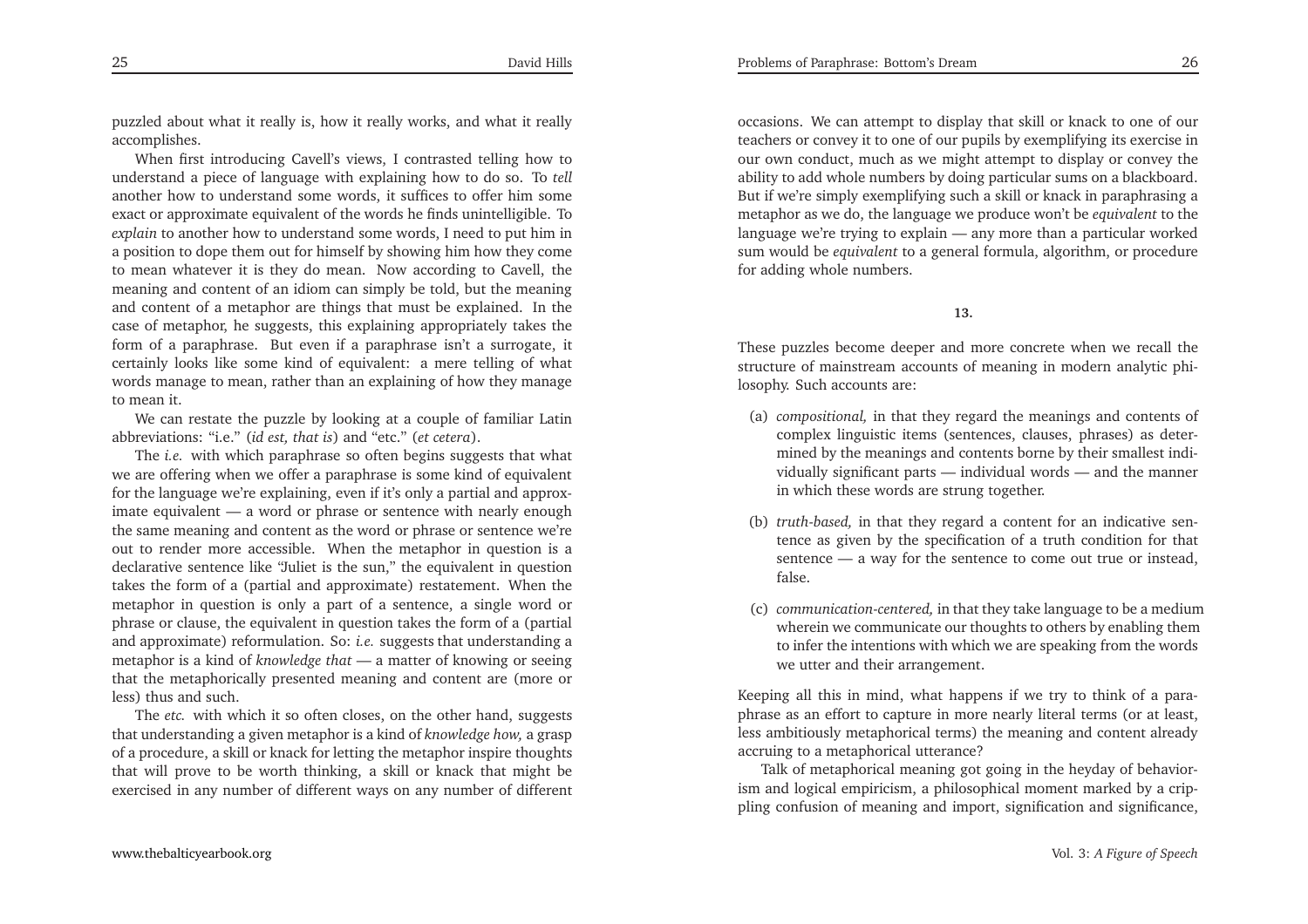puzzled about what it really is, how it really works, and what it really accomplishes.

When first introducing Cavell's views, I contrasted telling how to understand a piece of language with explaining how to do so. To *tell* another how to understand some words, it suffices to offer him some exact or approximate equivalent of the words he finds unintelligible. To *explain* to another how to understand some words, I need to put him in a position to dope them out for himself by showing him how they come to mean whatever it is they do mean. Now according to Cavell, the meaning and content of an idiom can simply be told, but the meaning and content of a metaphor are things that must be explained. In the case of metaphor, he suggests, this explaining appropriately takes the form of a paraphrase. But even if a paraphrase isn't a surrogate, it certainly looks like some kind of equivalent: a mere telling of what words manage to mean, rather than an explaining of how they manage to mean it.

We can restate the puzzle by looking at a couple of familiar Latin abbreviations: "i.e." (*id est, that is*) and "etc." (*et cetera*).

The *i.e.* with which paraphrase so often begins suggests that what we are offering when we offer a paraphrase is some kind of equivalent for the language we're explaining, even if it's only a partial and approximate equivalent — a word or phrase or sentence with nearly enough the same meaning and content as the word or phrase or sentence we're out to render more accessible. When the metaphor in question is a declarative sentence like "Juliet is the sun," the equivalent in question takes the form of a (partial and approximate) restatement. When the metaphor in question is only a part of a sentence, a single word or phrase or clause, the equivalent in question takes the form of a (partial and approximate) reformulation. So: *i.e.* suggests that understanding a metaphor is a kind of *knowledge that* — a matter of knowing or seeing that the metaphorically presented meaning and content are (more or less) thus and such.

The *etc.* with which it so often closes, on the other hand, suggests that understanding a given metaphor is a kind of *knowledge how,* a grasp of a procedure, a skill or knack for letting the metaphor inspire thoughts that will prove to be worth thinking, a skill or knack that might be exercised in any number of different ways on any number of different occasions. We can attempt to display that skill or knack to one of our teachers or convey it to one of our pupils by exemplifying its exercise in our own conduct, much as we might attempt to display or convey the ability to add whole numbers by doing particular sums on a blackboard. But if we're simply exemplifying such a skill or knack in paraphrasing a metaphor as we do, the language we produce won't be *equivalent* to the language we're trying to explain — any more than a particular worked sum would be *equivalent* to a general formula, algorithm, or procedure for adding whole numbers.

### 13.

These puzzles become deeper and more concrete when we recall the structure of mainstream accounts of meaning in modern analytic philosophy. Such accounts are:

(a) *compositional,* in that they regard the meanings and contents of complex linguistic items (sentences, clauses, phrases) as determined by the meanings and contents borne by their smallest individually significant parts — individual words — and the manner in which these words are strung together.

(b) *truth-based,* in that they regard a content for an indicative sentence as given by the specification of a truth condition for that sentence — a way for the sentence to come out true or instead, false.

(c) *communication-centered,* in that they take language to be a medium wherein we communicate our thoughts to others by enabling them to infer the intentions with which we are speaking from the words we utter and their arrangement.

Keeping all this in mind, what happens if we try to think of a paraphrase as an effort to capture in more nearly literal terms (or at least, less ambitiously metaphorical terms) the meaning and content already accruing to a metaphorical utterance?

Talk of metaphorical meaning got going in the heyday of behaviorism and logical empiricism, a philosophical moment marked by a crippling confusion of meaning and import, signification and significance,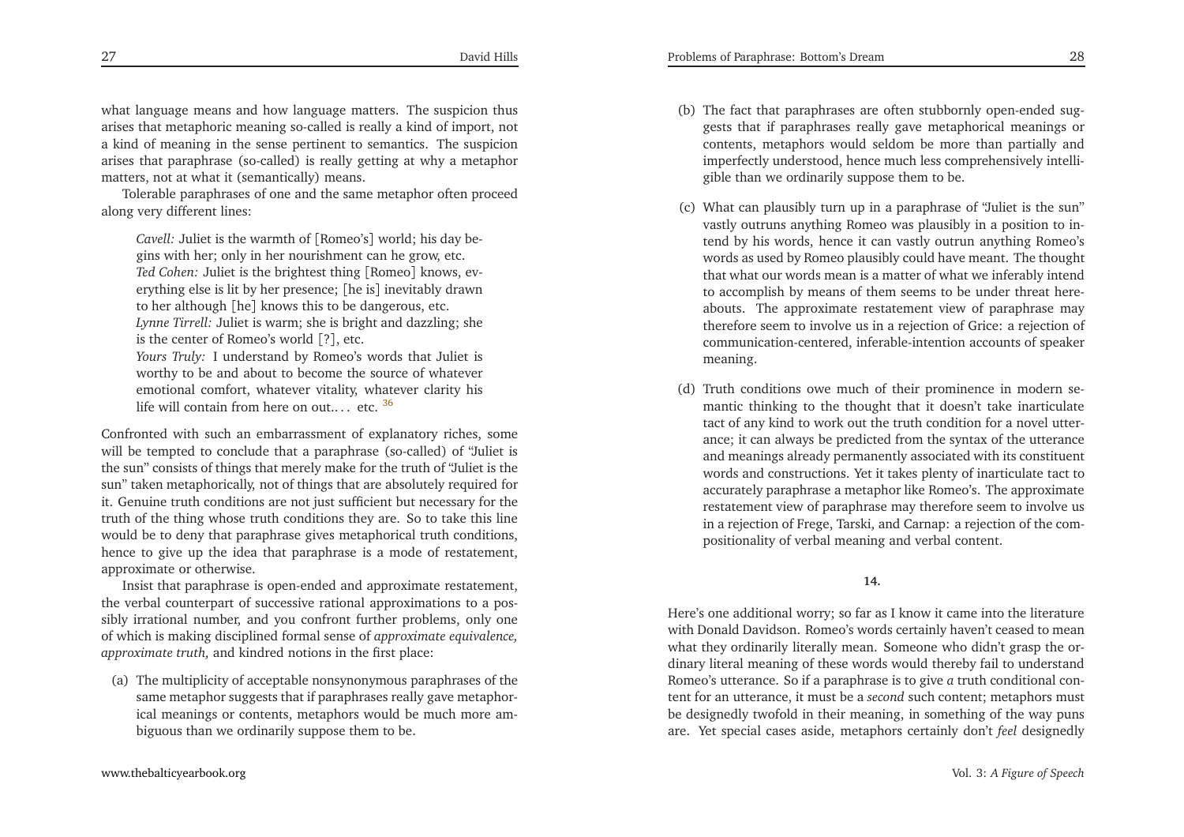what language means and how language matters. The suspicion thus arises that metaphoric meaning so-called is really a kind of import, not a kind of meaning in the sense pertinent to semantics. The suspicion arises that paraphrase (so-called) is really getting at why a metaphor matters, not at what it (semantically) means.

Tolerable paraphrases of one and the same metaphor often proceed along very different lines:

> *Cavell:* Juliet is the warmth of [Romeo's] world; his day begins with her; only in her nourishment can he grow, etc.
> *Ted Cohen:* Juliet is the brightest thing [Romeo] knows, everything else is lit by her presence; [he is] inevitably drawn to her although [he] knows this to be dangerous, etc.
> *Lynne Tirrell:* Juliet is warm; she is bright and dazzling; she is the center of Romeo's world [?], etc.
> *Yours Truly:* I understand by Romeo's words that Juliet is worthy to be and about to become the source of whatever emotional comfort, whatever vitality, whatever clarity his life will contain from here on out.. . . etc. [36]

Confronted with such an embarrassment of explanatory riches, some will be tempted to conclude that a paraphrase (so-called) of "Juliet is the sun" consists of things that merely make for the truth of "Juliet is the sun" taken metaphorically, not of things that are absolutely required for it. Genuine truth conditions are not just sufficient but necessary for the truth of the thing whose truth conditions they are. So to take this line would be to deny that paraphrase gives metaphorical truth conditions, hence to give up the idea that paraphrase is a mode of restatement, approximate or otherwise.

Insist that paraphrase is open-ended and approximate restatement, the verbal counterpart of successive rational approximations to a possibly irrational number, and you confront further problems, only one of which is making disciplined formal sense of *approximate equivalence, approximate truth,* and kindred notions in the first place:

(a) The multiplicity of acceptable nonsynonymous paraphrases of the same metaphor suggests that if paraphrases really gave metaphorical meanings or contents, metaphors would be much more ambiguous than we ordinarily suppose them to be.

(b) The fact that paraphrases are often stubbornly open-ended suggests that if paraphrases really gave metaphorical meanings or contents, metaphors would seldom be more than partially and imperfectly understood, hence much less comprehensively intelligible than we ordinarily suppose them to be.

(c) What can plausibly turn up in a paraphrase of "Juliet is the sun" vastly outruns anything Romeo was plausibly in a position to intend by his words, hence it can vastly outrun anything Romeo's words as used by Romeo plausibly could have meant. The thought that what our words mean is a matter of what we inferably intend to accomplish by means of them seems to be under threat hereabouts. The approximate restatement view of paraphrase may therefore seem to involve us in a rejection of Grice: a rejection of communication-centered, inferable-intention accounts of speaker meaning.

(d) Truth conditions owe much of their prominence in modern semantic thinking to the thought that it doesn't take inarticulate tact of any kind to work out the truth condition for a novel utterance; it can always be predicted from the syntax of the utterance and meanings already permanently associated with its constituent words and constructions. Yet it takes plenty of inarticulate tact to accurately paraphrase a metaphor like Romeo's. The approximate restatement view of paraphrase may therefore seem to involve us in a rejection of Frege, Tarski, and Carnap: a rejection of the compositionality of verbal meaning and verbal content.

### 14.

Here's one additional worry; so far as I know it came into the literature with Donald Davidson. Romeo's words certainly haven't ceased to mean what they ordinarily literally mean. Someone who didn't grasp the ordinary literal meaning of these words would thereby fail to understand Romeo's utterance. So if a paraphrase is to give *a* truth conditional content for an utterance, it must be a *second* such content; metaphors must be designedly twofold in their meaning, in something of the way puns are. Yet special cases aside, metaphors certainly don't *feel* designedly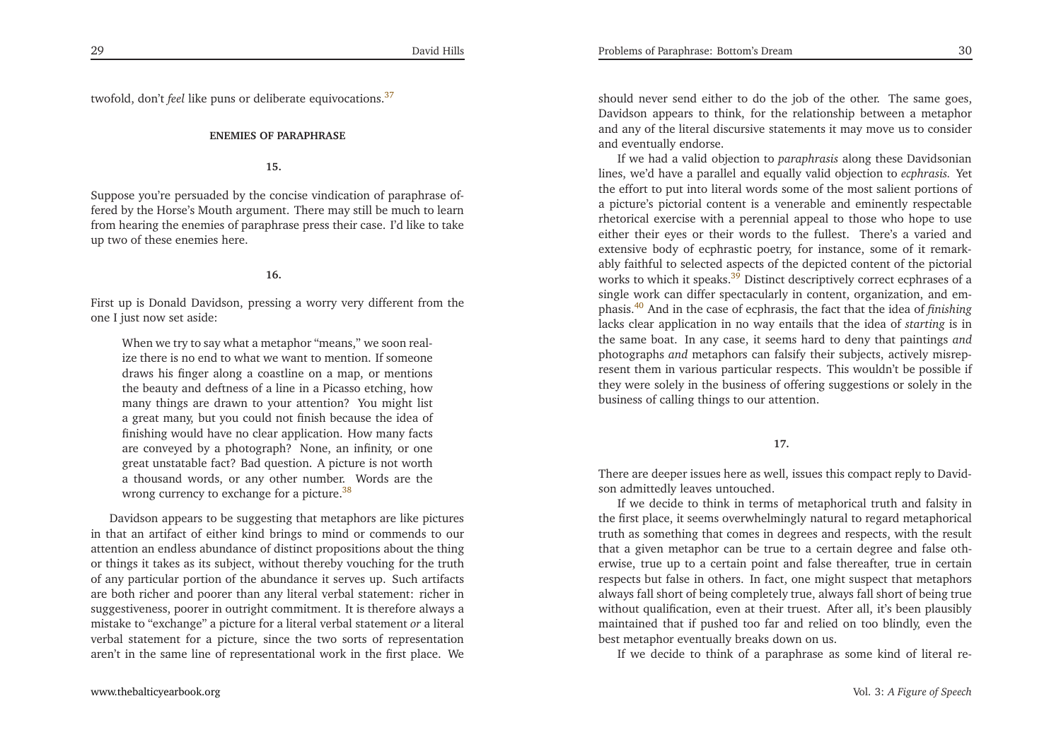twofold, don't *feel* like puns or deliberate equivocations.[37]

## ENEMIES OF PARAPHRASE

### 15.

Suppose you're persuaded by the concise vindication of paraphrase offered by the Horse's Mouth argument. There may still be much to learn from hearing the enemies of paraphrase press their case. I'd like to take up two of these enemies here.

### 16.

First up is Donald Davidson, pressing a worry very different from the one I just now set aside:

> When we try to say what a metaphor "means," we soon realize there is no end to what we want to mention. If someone draws his finger along a coastline on a map, or mentions the beauty and deftness of a line in a Picasso etching, how many things are drawn to your attention? You might list a great many, but you could not finish because the idea of finishing would have no clear application. How many facts are conveyed by a photograph? None, an infinity, or one great unstatable fact? Bad question. A picture is not worth a thousand words, or any other number. Words are the wrong currency to exchange for a picture.[38]

Davidson appears to be suggesting that metaphors are like pictures in that an artifact of either kind brings to mind or commends to our attention an endless abundance of distinct propositions about the thing or things it takes as its subject, without thereby vouching for the truth of any particular portion of the abundance it serves up. Such artifacts are both richer and poorer than any literal verbal statement: richer in suggestiveness, poorer in outright commitment. It is therefore always a mistake to "exchange" a picture for a literal verbal statement *or* a literal verbal statement for a picture, since the two sorts of representation aren't in the same line of representational work in the first place. We should never send either to do the job of the other. The same goes, Davidson appears to think, for the relationship between a metaphor and any of the literal discursive statements it may move us to consider and eventually endorse.

If we had a valid objection to *paraphrasis* along these Davidsonian lines, we'd have a parallel and equally valid objection to *ecphrasis*. Yet the effort to put into literal words some of the most salient portions of a picture's pictorial content is a venerable and eminently respectable rhetorical exercise with a perennial appeal to those who hope to use either their eyes or their words to the fullest. There's a varied and extensive body of ecphrastic poetry, for instance, some of it remarkably faithful to selected aspects of the depicted content of the pictorial works to which it speaks.[39] Distinct descriptively correct ecphrases of a single work can differ spectacularly in content, organization, and emphasis.[40] And in the case of ecphrasis, the fact that the idea of *finishing* lacks clear application in no way entails that the idea of *starting* is in the same boat. In any case, it seems hard to deny that paintings *and* photographs *and* metaphors can falsify their subjects, actively misrepresent them in various particular respects. This wouldn't be possible if they were solely in the business of offering suggestions or solely in the business of calling things to our attention.

### 17.

There are deeper issues here as well, issues this compact reply to Davidson admittedly leaves untouched.

If we decide to think in terms of metaphorical truth and falsity in the first place, it seems overwhelmingly natural to regard metaphorical truth as something that comes in degrees and respects, with the result that a given metaphor can be true to a certain degree and false otherwise, true up to a certain point and false thereafter, true in certain respects but false in others. In fact, one might suspect that metaphors always fall short of being completely true, always fall short of being true without qualification, even at their truest. After all, it's been plausibly maintained that if pushed too far and relied on too blindly, even the best metaphor eventually breaks down on us.

If we decide to think of a paraphrase as some kind of literal re-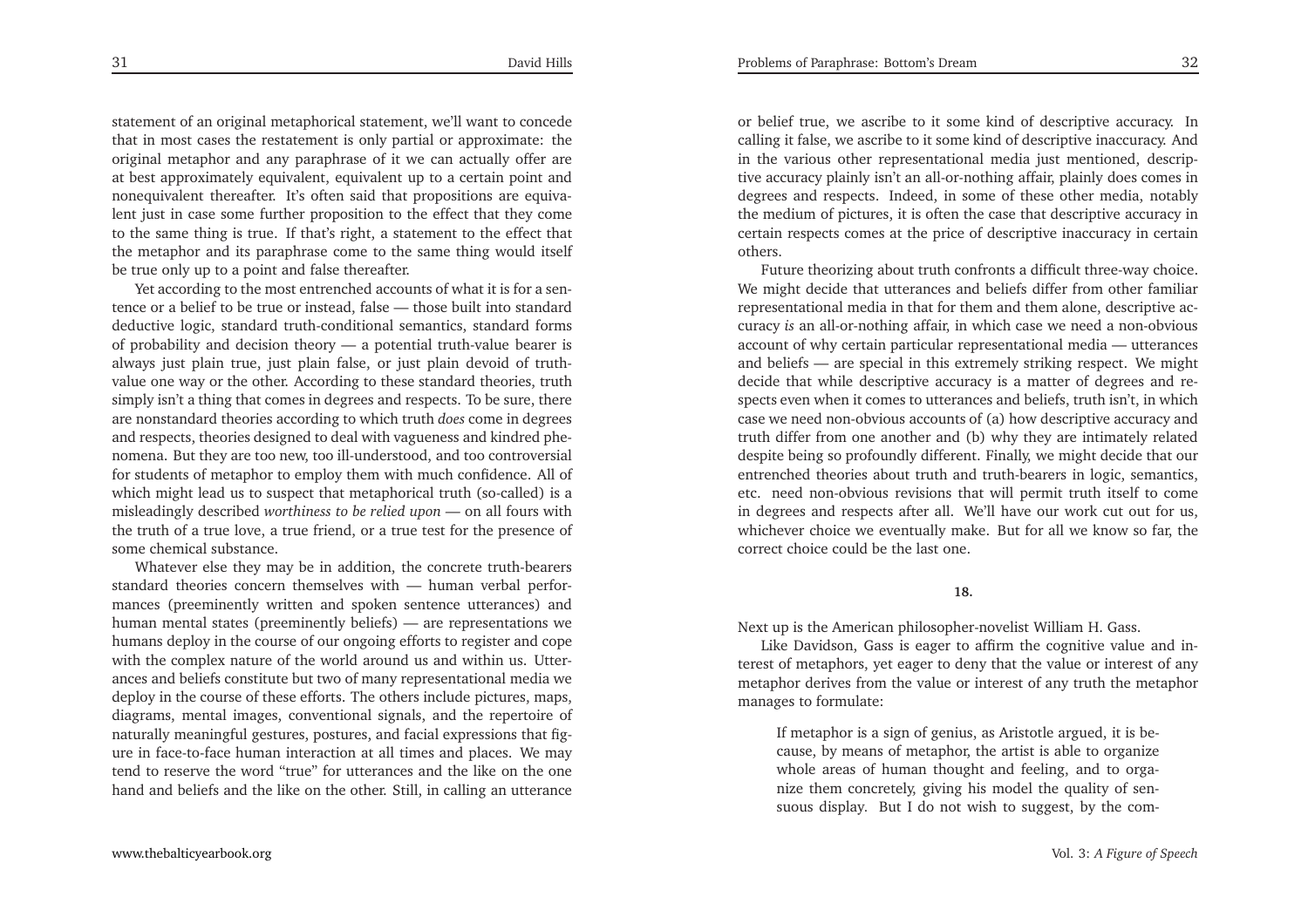statement of an original metaphorical statement, we'll want to concede that in most cases the restatement is only partial or approximate: the original metaphor and any paraphrase of it we can actually offer are at best approximately equivalent, equivalent up to a certain point and nonequivalent thereafter. It's often said that propositions are equivalent just in case some further proposition to the effect that they come to the same thing is true. If that's right, a statement to the effect that the metaphor and its paraphrase come to the same thing would itself be true only up to a point and false thereafter.

Yet according to the most entrenched accounts of what it is for a sentence or a belief to be true or instead, false — those built into standard deductive logic, standard truth-conditional semantics, standard forms of probability and decision theory — a potential truth-value bearer is always just plain true, just plain false, or just plain devoid of truth-value one way or the other. According to these standard theories, truth simply isn't a thing that comes in degrees and respects. To be sure, there are nonstandard theories according to which truth *does* come in degrees and respects, theories designed to deal with vagueness and kindred phenomena. But they are too new, too ill-understood, and too controversial for students of metaphor to employ them with much confidence. All of which might lead us to suspect that metaphorical truth (so-called) is a misleadingly described *worthiness to be relied upon* — on all fours with the truth of a true love, a true friend, or a true test for the presence of some chemical substance.

Whatever else they may be in addition, the concrete truth-bearers standard theories concern themselves with — human verbal performances (preeminently written and spoken sentence utterances) and human mental states (preeminently beliefs) — are representations we humans deploy in the course of our ongoing efforts to register and cope with the complex nature of the world around us and within us. Utterances and beliefs constitute but two of many representational media we deploy in the course of these efforts. The others include pictures, maps, diagrams, mental images, conventional signals, and the repertoire of naturally meaningful gestures, postures, and facial expressions that figure in face-to-face human interaction at all times and places. We may tend to reserve the word "true" for utterances and the like on the one hand and beliefs and the like on the other. Still, in calling an utterance or belief true, we ascribe to it some kind of descriptive accuracy. In calling it false, we ascribe to it some kind of descriptive inaccuracy. And in the various other representational media just mentioned, descriptive accuracy plainly isn't an all-or-nothing affair, plainly does comes in degrees and respects. Indeed, in some of these other media, notably the medium of pictures, it is often the case that descriptive accuracy in certain respects comes at the price of descriptive inaccuracy in certain others.

Future theorizing about truth confronts a difficult three-way choice. We might decide that utterances and beliefs differ from other familiar representational media in that for them and them alone, descriptive accuracy *is* an all-or-nothing affair, in which case we need a non-obvious account of why certain particular representational media — utterances and beliefs — are special in this extremely striking respect. We might decide that while descriptive accuracy is a matter of degrees and respects even when it comes to utterances and beliefs, truth isn't, in which case we need non-obvious accounts of (a) how descriptive accuracy and truth differ from one another and (b) why they are intimately related despite being so profoundly different. Finally, we might decide that our entrenched theories about truth and truth-bearers in logic, semantics, etc. need non-obvious revisions that will permit truth itself to come in degrees and respects after all. We'll have our work cut out for us, whichever choice we eventually make. But for all we know so far, the correct choice could be the last one.

## 18.

Next up is the American philosopher-novelist William H. Gass.

Like Davidson, Gass is eager to affirm the cognitive value and interest of metaphors, yet eager to deny that the value or interest of any metaphor derives from the value or interest of any truth the metaphor manages to formulate:

> If metaphor is a sign of genius, as Aristotle argued, it is because, by means of metaphor, the artist is able to organize whole areas of human thought and feeling, and to organize them concretely, giving his model the quality of sensuous display. But I do not wish to suggest, by the com-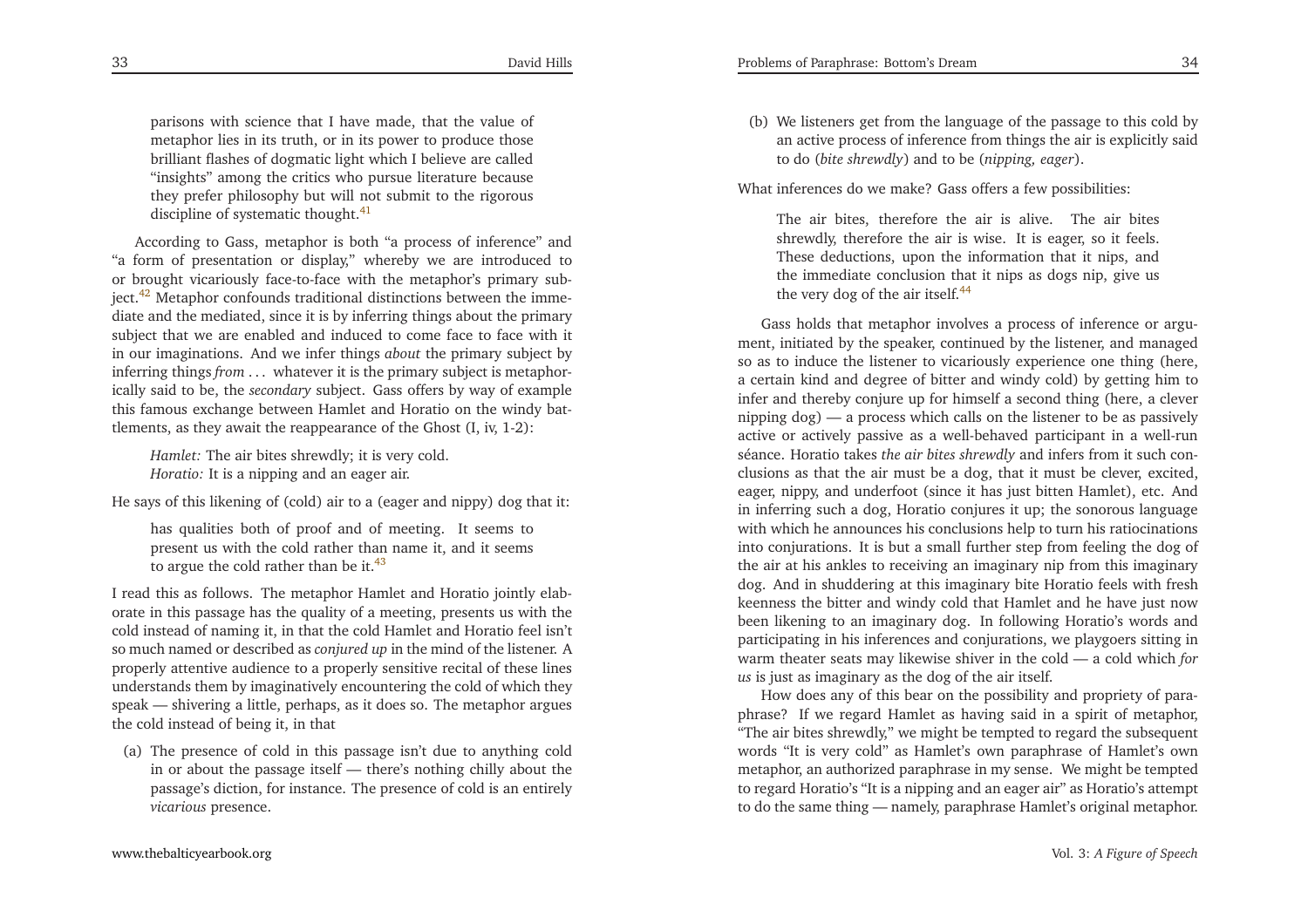parisons with science that I have made, that the value of metaphor lies in its truth, or in its power to produce those brilliant flashes of dogmatic light which I believe are called "insights" among the critics who pursue literature because they prefer philosophy but will not submit to the rigorous discipline of systematic thought.[41]

According to Gass, metaphor is both "a process of inference" and "a form of presentation or display," whereby we are introduced to or brought vicariously face-to-face with the metaphor's primary subject.[42] Metaphor confounds traditional distinctions between the immediate and the mediated, since it is by inferring things about the primary subject that we are enabled and induced to come face to face with it in our imaginations. And we infer things *about* the primary subject by inferring things *from* ... whatever it is the primary subject is metaphorically said to be, the *secondary* subject. Gass offers by way of example this famous exchange between Hamlet and Horatio on the windy battlements, as they await the reappearance of the Ghost (I, iv, 1-2):

> *Hamlet:* The air bites shrewdly; it is very cold.
> *Horatio:* It is a nipping and an eager air.

He says of this likening of (cold) air to a (eager and nippy) dog that it:

> has qualities both of proof and of meeting. It seems to present us with the cold rather than name it, and it seems to argue the cold rather than be it.[43]

I read this as follows. The metaphor Hamlet and Horatio jointly elaborate in this passage has the quality of a meeting, presents us with the cold instead of naming it, in that the cold Hamlet and Horatio feel isn't so much named or described as *conjured up* in the mind of the listener. A properly attentive audience to a properly sensitive recital of these lines understands them by imaginatively encountering the cold of which they speak — shivering a little, perhaps, as it does so. The metaphor argues the cold instead of being it, in that

(a) The presence of cold in this passage isn't due to anything cold in or about the passage itself — there's nothing chilly about the passage's diction, for instance. The presence of cold is an entirely *vicarious* presence.

(b) We listeners get from the language of the passage to this cold by an active process of inference from things the air is explicitly said to do (*bite shrewdly*) and to be (*nipping, eager*).

What inferences do we make? Gass offers a few possibilities:

> The air bites, therefore the air is alive. The air bites shrewdly, therefore the air is wise. It is eager, so it feels. These deductions, upon the information that it nips, and the immediate conclusion that it nips as dogs nip, give us the very dog of the air itself.[44]

Gass holds that metaphor involves a process of inference or argument, initiated by the speaker, continued by the listener, and managed so as to induce the listener to vicariously experience one thing (here, a certain kind and degree of bitter and windy cold) by getting him to infer and thereby conjure up for himself a second thing (here, a clever nipping dog) — a process which calls on the listener to be as passively active or actively passive as a well-behaved participant in a well-run séance. Horatio takes *the air bites shrewdly* and infers from it such conclusions as that the air must be a dog, that it must be clever, excited, eager, nippy, and underfoot (since it has just bitten Hamlet), etc. And in inferring such a dog, Horatio conjures it up; the sonorous language with which he announces his conclusions help to turn his ratiocinations into conjurations. It is but a small further step from feeling the dog of the air at his ankles to receiving an imaginary nip from this imaginary dog. And in shuddering at this imaginary bite Horatio feels with fresh keenness the bitter and windy cold that Hamlet and he have just now been likening to an imaginary dog. In following Horatio's words and participating in his inferences and conjurations, we playgoers sitting in warm theater seats may likewise shiver in the cold — a cold which *for us* is just as imaginary as the dog of the air itself.

How does any of this bear on the possibility and propriety of paraphrase? If we regard Hamlet as having said in a spirit of metaphor, "The air bites shrewdly," we might be tempted to regard the subsequent words "It is very cold" as Hamlet's own paraphrase of Hamlet's own metaphor, an authorized paraphrase in my sense. We might be tempted to regard Horatio's "It is a nipping and an eager air" as Horatio's attempt to do the same thing — namely, paraphrase Hamlet's original metaphor.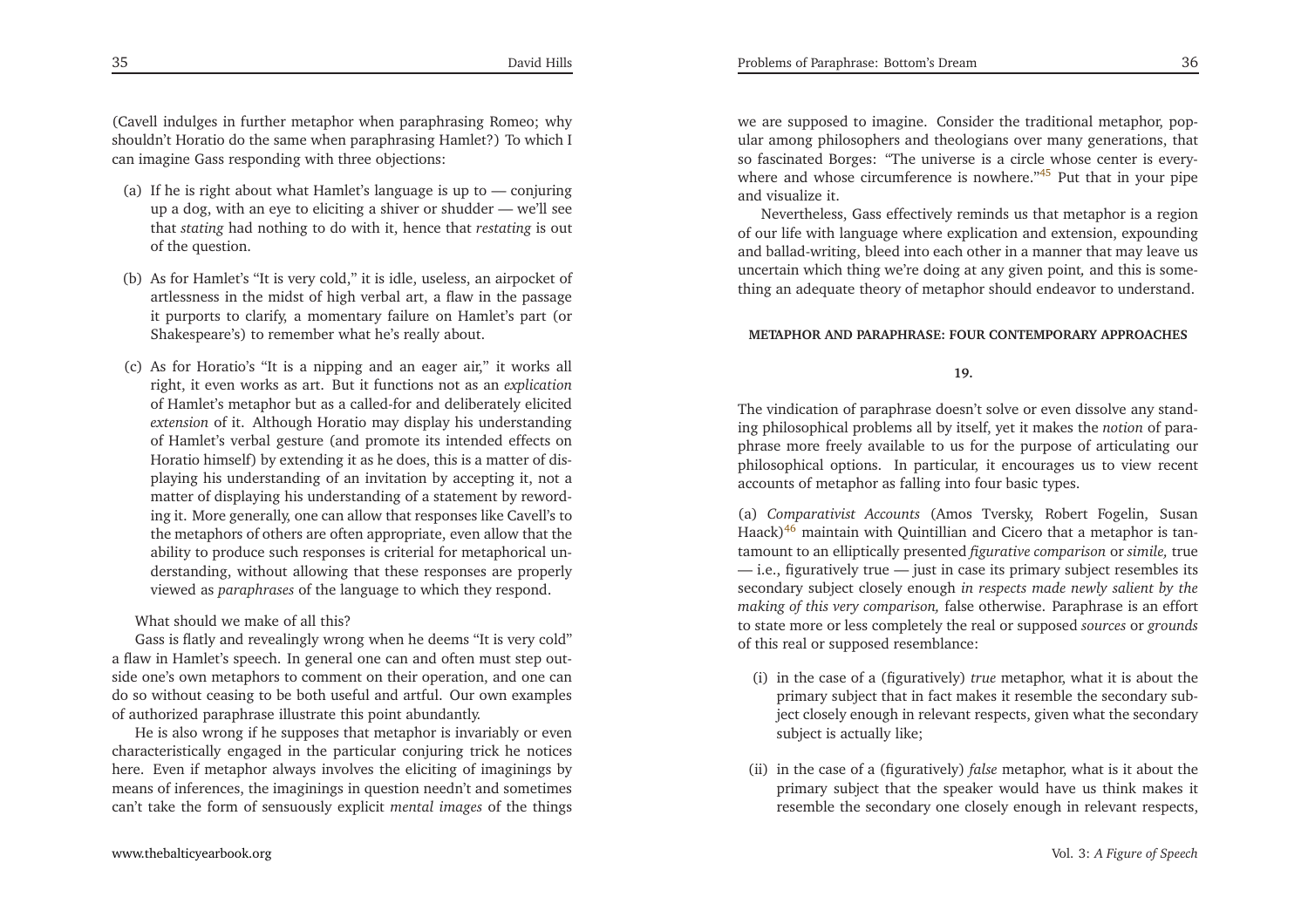(Cavell indulges in further metaphor when paraphrasing Romeo; why shouldn't Horatio do the same when paraphrasing Hamlet?) To which I can imagine Gass responding with three objections:

(a) If he is right about what Hamlet's language is up to — conjuring up a dog, with an eye to eliciting a shiver or shudder — we'll see that *stating* had nothing to do with it, hence that *restating* is out of the question.

(b) As for Hamlet's "It is very cold," it is idle, useless, an airpocket of artlessness in the midst of high verbal art, a flaw in the passage it purports to clarify, a momentary failure on Hamlet's part (or Shakespeare's) to remember what he's really about.

(c) As for Horatio's "It is a nipping and an eager air," it works all right, it even works as art. But it functions not as an *explication* of Hamlet's metaphor but as a called-for and deliberately elicited *extension* of it. Although Horatio may display his understanding of Hamlet's verbal gesture (and promote its intended effects on Horatio himself) by extending it as he does, this is a matter of displaying his understanding of an invitation by accepting it, not a matter of displaying his understanding of a statement by rewording it. More generally, one can allow that responses like Cavell's to the metaphors of others are often appropriate, even allow that the ability to produce such responses is criterial for metaphorical understanding, without allowing that these responses are properly viewed as *paraphrases* of the language to which they respond.

What should we make of all this?

Gass is flatly and revealingly wrong when he deems "It is very cold" a flaw in Hamlet's speech. In general one can and often must step outside one's own metaphors to comment on their operation, and one can do so without ceasing to be both useful and artful. Our own examples of authorized paraphrase illustrate this point abundantly.

He is also wrong if he supposes that metaphor is invariably or even characteristically engaged in the particular conjuring trick he notices here. Even if metaphor always involves the eliciting of imaginings by means of inferences, the imaginings in question needn't and sometimes can't take the form of sensuously explicit *mental images* of the things we are supposed to imagine. Consider the traditional metaphor, popular among philosophers and theologians over many generations, that so fascinated Borges: "The universe is a circle whose center is everywhere and whose circumference is nowhere."[45] Put that in your pipe and visualize it.

Nevertheless, Gass effectively reminds us that metaphor is a region of our life with language where explication and extension, expounding and ballad-writing, bleed into each other in a manner that may leave us uncertain which thing we're doing at any given point, and this is something an adequate theory of metaphor should endeavor to understand.

#### METAPHOR AND PARAPHRASE: FOUR CONTEMPORARY APPROACHES

**19.**

The vindication of paraphrase doesn't solve or even dissolve any standing philosophical problems all by itself, yet it makes the *notion* of paraphrase more freely available to us for the purpose of articulating our philosophical options. In particular, it encourages us to view recent accounts of metaphor as falling into four basic types.

(a) *Comparativist Accounts* (Amos Tversky, Robert Fogelin, Susan Haack)[46] maintain with Quintillian and Cicero that a metaphor is tantamount to an elliptically presented *figurative comparison* or *simile,* true — i.e., figuratively true — just in case its primary subject resembles its secondary subject closely enough *in respects made newly salient by the making of this very comparison,* false otherwise. Paraphrase is an effort to state more or less completely the real or supposed *sources* or *grounds* of this real or supposed resemblance:

(i) in the case of a (figuratively) *true* metaphor, what it is about the primary subject that in fact makes it resemble the secondary subject closely enough in relevant respects, given what the secondary subject is actually like;

(ii) in the case of a (figuratively) *false* metaphor, what is it about the primary subject that the speaker would have us think makes it resemble the secondary one closely enough in relevant respects,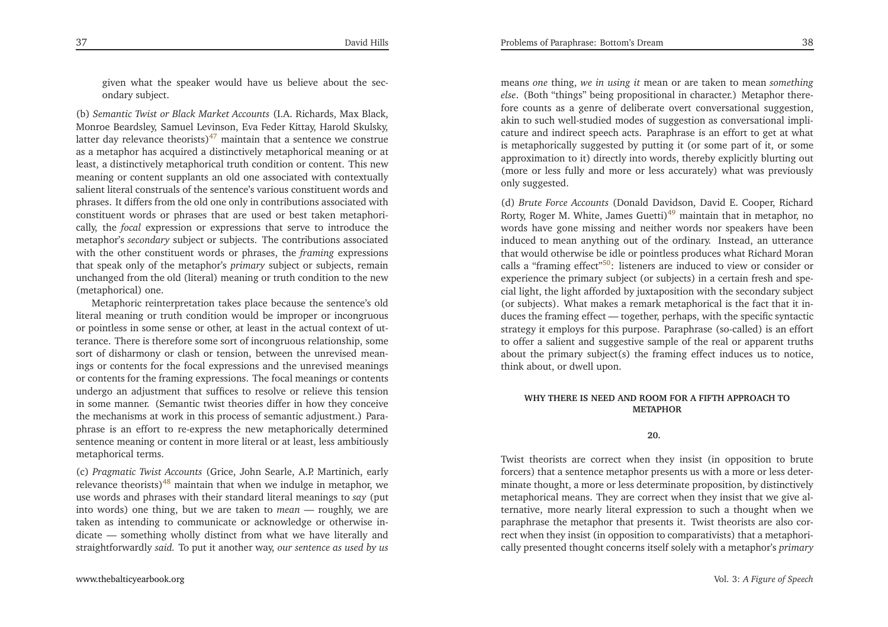given what the speaker would have us believe about the secondary subject.

(b) *Semantic Twist or Black Market Accounts* (I.A. Richards, Max Black, Monroe Beardsley, Samuel Levinson, Eva Feder Kittay, Harold Skulsky, latter day relevance theorists)[47] maintain that a sentence we construe as a metaphor has acquired a distinctively metaphorical meaning or at least, a distinctively metaphorical truth condition or content. This new meaning or content supplants an old one associated with contextually salient literal construals of the sentence's various constituent words and phrases. It differs from the old one only in contributions associated with constituent words or phrases that are used or best taken metaphorically, the *focal* expression or expressions that serve to introduce the metaphor's *secondary* subject or subjects. The contributions associated with the other constituent words or phrases, the *framing* expressions that speak only of the metaphor's *primary* subject or subjects, remain unchanged from the old (literal) meaning or truth condition to the new (metaphorical) one.

Metaphoric reinterpretation takes place because the sentence's old literal meaning or truth condition would be improper or incongruous or pointless in some sense or other, at least in the actual context of utterance. There is therefore some sort of incongruous relationship, some sort of disharmony or clash or tension, between the unrevised meanings or contents for the focal expressions and the unrevised meanings or contents for the framing expressions. The focal meanings or contents undergo an adjustment that suffices to resolve or relieve this tension in some manner. (Semantic twist theories differ in how they conceive the mechanisms at work in this process of semantic adjustment.) Paraphrase is an effort to re-express the new metaphorically determined sentence meaning or content in more literal or at least, less ambitiously metaphorical terms.

(c) *Pragmatic Twist Accounts* (Grice, John Searle, A.P. Martinich, early relevance theorists)[48] maintain that when we indulge in metaphor, we use words and phrases with their standard literal meanings to *say* (put into words) one thing, but we are taken to *mean* — roughly, we are taken as intending to communicate or acknowledge or otherwise indicate — something wholly distinct from what we have literally and straightforwardly *said.* To put it another way, *our sentence as used by us* means *one* thing, *we in using it* mean or are taken to mean *something else*. (Both "things" being propositional in character.) Metaphor therefore counts as a genre of deliberate overt conversational suggestion, akin to such well-studied modes of suggestion as conversational implicature and indirect speech acts. Paraphrase is an effort to get at what is metaphorically suggested by putting it (or some part of it, or some approximation to it) directly into words, thereby explicitly blurting out (more or less fully and more or less accurately) what was previously only suggested.

(d) *Brute Force Accounts* (Donald Davidson, David E. Cooper, Richard Rorty, Roger M. White, James Guetti)[49] maintain that in metaphor, no words have gone missing and neither words nor speakers have been induced to mean anything out of the ordinary. Instead, an utterance that would otherwise be idle or pointless produces what Richard Moran calls a "framing effect"[50]: listeners are induced to view or consider or experience the primary subject (or subjects) in a certain fresh and special light, the light afforded by juxtaposition with the secondary subject (or subjects). What makes a remark metaphorical is the fact that it induces the framing effect — together, perhaps, with the specific syntactic strategy it employs for this purpose. Paraphrase (so-called) is an effort to offer a salient and suggestive sample of the real or apparent truths about the primary subject(s) the framing effect induces us to notice, think about, or dwell upon.

## WHY THERE IS NEED AND ROOM FOR A FIFTH APPROACH TO METAPHOR

### 20.

Twist theorists are correct when they insist (in opposition to brute forcers) that a sentence metaphor presents us with a more or less determinate thought, a more or less determinate proposition, by distinctively metaphorical means. They are correct when they insist that we give alternative, more nearly literal expression to such a thought when we paraphrase the metaphor that presents it. Twist theorists are also correct when they insist (in opposition to comparativists) that a metaphorically presented thought concerns itself solely with a metaphor's *primary*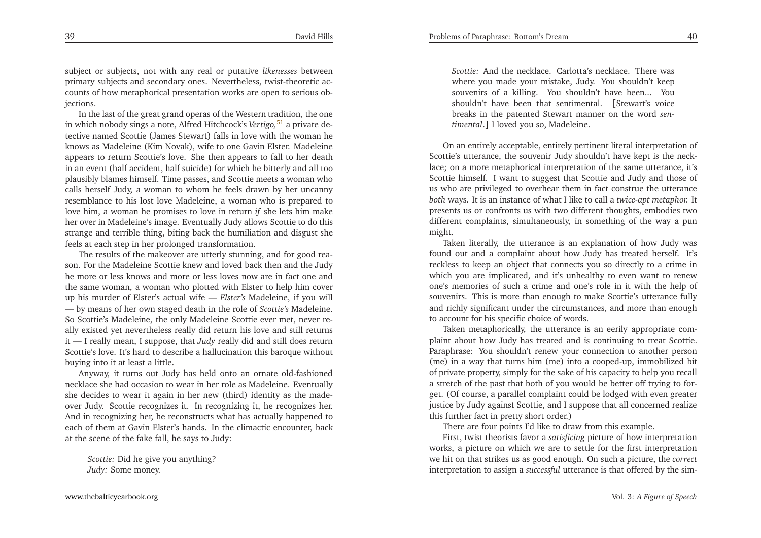subject or subjects, not with any real or putative *likenesses* between primary subjects and secondary ones. Nevertheless, twist-theoretic accounts of how metaphorical presentation works are open to serious objections.

In the last of the great grand operas of the Western tradition, the one in which nobody sings a note, Alfred Hitchcock's *Vertigo*,[51] a private detective named Scottie (James Stewart) falls in love with the woman he knows as Madeleine (Kim Novak), wife to one Gavin Elster. Madeleine appears to return Scottie's love. She then appears to fall to her death in an event (half accident, half suicide) for which he bitterly and all too plausibly blames himself. Time passes, and Scottie meets a woman who calls herself Judy, a woman to whom he feels drawn by her uncanny resemblance to his lost love Madeleine, a woman who is prepared to love him, a woman he promises to love in return *if* she lets him make her over in Madeleine's image. Eventually Judy allows Scottie to do this strange and terrible thing, biting back the humiliation and disgust she feels at each step in her prolonged transformation.

The results of the makeover are utterly stunning, and for good reason. For the Madeleine Scottie knew and loved back then and the Judy he more or less knows and more or less loves now are in fact one and the same woman, a woman who plotted with Elster to help him cover up his murder of Elster's actual wife — *Elster's* Madeleine, if you will — by means of her own staged death in the role of *Scottie's* Madeleine. So Scottie's Madeleine, the only Madeleine Scottie ever met, never really existed yet nevertheless really did return his love and still returns it — I really mean, I suppose, that *Judy* really did and still does return Scottie's love. It's hard to describe a hallucination this baroque without buying into it at least a little.

Anyway, it turns out Judy has held onto an ornate old-fashioned necklace she had occasion to wear in her role as Madeleine. Eventually she decides to wear it again in her new (third) identity as the made-over Judy. Scottie recognizes it. In recognizing it, he recognizes her. And in recognizing her, he reconstructs what has actually happened to each of them at Gavin Elster's hands. In the climactic encounter, back at the scene of the fake fall, he says to Judy:

> *Scottie:* Did he give you anything?
> *Judy:* Some money.
> *Scottie:* And the necklace. Carlotta's necklace. There was where you made your mistake, Judy. You shouldn't keep souvenirs of a killing. You shouldn't have been... You shouldn't have been that sentimental. [Stewart's voice breaks in the patented Stewart manner on the word *sentimental*.] I loved you so, Madeleine.

On an entirely acceptable, entirely pertinent literal interpretation of Scottie's utterance, the souvenir Judy shouldn't have kept is the necklace; on a more metaphorical interpretation of the same utterance, it's Scottie himself. I want to suggest that Scottie and Judy and those of us who are privileged to overhear them in fact construe the utterance *both* ways. It is an instance of what I like to call a *twice-apt metaphor.* It presents us or confronts us with two different thoughts, embodies two different complaints, simultaneously, in something of the way a pun might.

Taken literally, the utterance is an explanation of how Judy was found out and a complaint about how Judy has treated herself. It's reckless to keep an object that connects you so directly to a crime in which you are implicated, and it's unhealthy to even want to renew one's memories of such a crime and one's role in it with the help of souvenirs. This is more than enough to make Scottie's utterance fully and richly significant under the circumstances, and more than enough to account for his specific choice of words.

Taken metaphorically, the utterance is an eerily appropriate complaint about how Judy has treated and is continuing to treat Scottie. Paraphrase: You shouldn't renew your connection to another person (me) in a way that turns him (me) into a cooped-up, immobilized bit of private property, simply for the sake of his capacity to help you recall a stretch of the past that both of you would be better off trying to forget. (Of course, a parallel complaint could be lodged with even greater justice by Judy against Scottie, and I suppose that all concerned realize this further fact in pretty short order.)

There are four points I'd like to draw from this example.

First, twist theorists favor a *satisficing* picture of how interpretation works, a picture on which we are to settle for the first interpretation we hit on that strikes us as good enough. On such a picture, the *correct* interpretation to assign a *successful* utterance is that offered by the sim-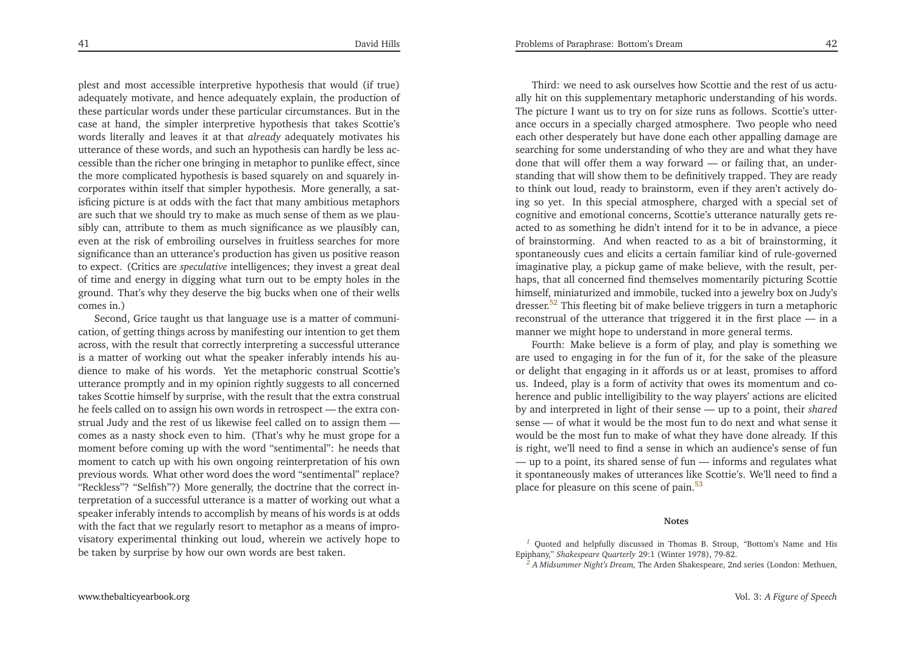plest and most accessible interpretive hypothesis that would (if true) adequately motivate, and hence adequately explain, the production of these particular words under these particular circumstances. But in the case at hand, the simpler interpretive hypothesis that takes Scottie's words literally and leaves it at that *already* adequately motivates his utterance of these words, and such an hypothesis can hardly be less accessible than the richer one bringing in metaphor to punlike effect, since the more complicated hypothesis is based squarely on and squarely incorporates within itself that simpler hypothesis. More generally, a satisficing picture is at odds with the fact that many ambitious metaphors are such that we should try to make as much sense of them as we plausibly can, attribute to them as much significance as we plausibly can, even at the risk of embroiling ourselves in fruitless searches for more significance than an utterance's production has given us positive reason to expect. (Critics are *speculative* intelligences; they invest a great deal of time and energy in digging what turn out to be empty holes in the ground. That's why they deserve the big bucks when one of their wells comes in.)

Second, Grice taught us that language use is a matter of communication, of getting things across by manifesting our intention to get them across, with the result that correctly interpreting a successful utterance is a matter of working out what the speaker inferably intends his audience to make of his words. Yet the metaphoric construal Scottie's utterance promptly and in my opinion rightly suggests to all concerned takes Scottie himself by surprise, with the result that the extra construal he feels called on to assign his own words in retrospect — the extra construal Judy and the rest of us likewise feel called on to assign them — comes as a nasty shock even to him. (That's why he must grope for a moment before coming up with the word "sentimental": he needs that moment to catch up with his own ongoing reinterpretation of his own previous words. What other word does the word "sentimental" replace? "Reckless"? "Selfish"?) More generally, the doctrine that the correct interpretation of a successful utterance is a matter of working out what a speaker inferably intends to accomplish by means of his words is at odds with the fact that we regularly resort to metaphor as a means of improvisatory experimental thinking out loud, wherein we actively hope to be taken by surprise by how our own words are best taken.

Third: we need to ask ourselves how Scottie and the rest of us actually hit on this supplementary metaphoric understanding of his words. The picture I want us to try on for size runs as follows. Scottie's utterance occurs in a specially charged atmosphere. Two people who need each other desperately but have done each other appalling damage are searching for some understanding of who they are and what they have done that will offer them a way forward — or failing that, an understanding that will show them to be definitively trapped. They are ready to think out loud, ready to brainstorm, even if they aren't actively doing so yet. In this special atmosphere, charged with a special set of cognitive and emotional concerns, Scottie's utterance naturally gets reacted to as something he didn't intend for it to be in advance, a piece of brainstorming. And when reacted to as a bit of brainstorming, it spontaneously cues and elicits a certain familiar kind of rule-governed imaginative play, a pickup game of make believe, with the result, perhaps, that all concerned find themselves momentarily picturing Scottie himself, miniaturized and immobile, tucked into a jewelry box on Judy's dresser.[52] This fleeting bit of make believe triggers in turn a metaphoric reconstrual of the utterance that triggered it in the first place — in a manner we might hope to understand in more general terms.

Fourth: Make believe is a form of play, and play is something we are used to engaging in for the fun of it, for the sake of the pleasure or delight that engaging in it affords us or at least, promises to afford us. Indeed, play is a form of activity that owes its momentum and coherence and public intelligibility to the way players' actions are elicited by and interpreted in light of their sense — up to a point, their *shared* sense — of what it would be the most fun to do next and what sense it would be the most fun to make of what they have done already. If this is right, we'll need to find a sense in which an audience's sense of fun — up to a point, its shared sense of fun — informs and regulates what it spontaneously makes of utterances like Scottie's. We'll need to find a place for pleasure on this scene of pain.[53]

#### Notes

[1] Quoted and helpfully discussed in Thomas B. Stroup, "Bottom's Name and His Epiphany," *Shakespeare Quarterly* 29:1 (Winter 1978), 79-82.

[2] *A Midsummer Night's Dream,* The Arden Shakespeare, 2nd series (London: Methuen,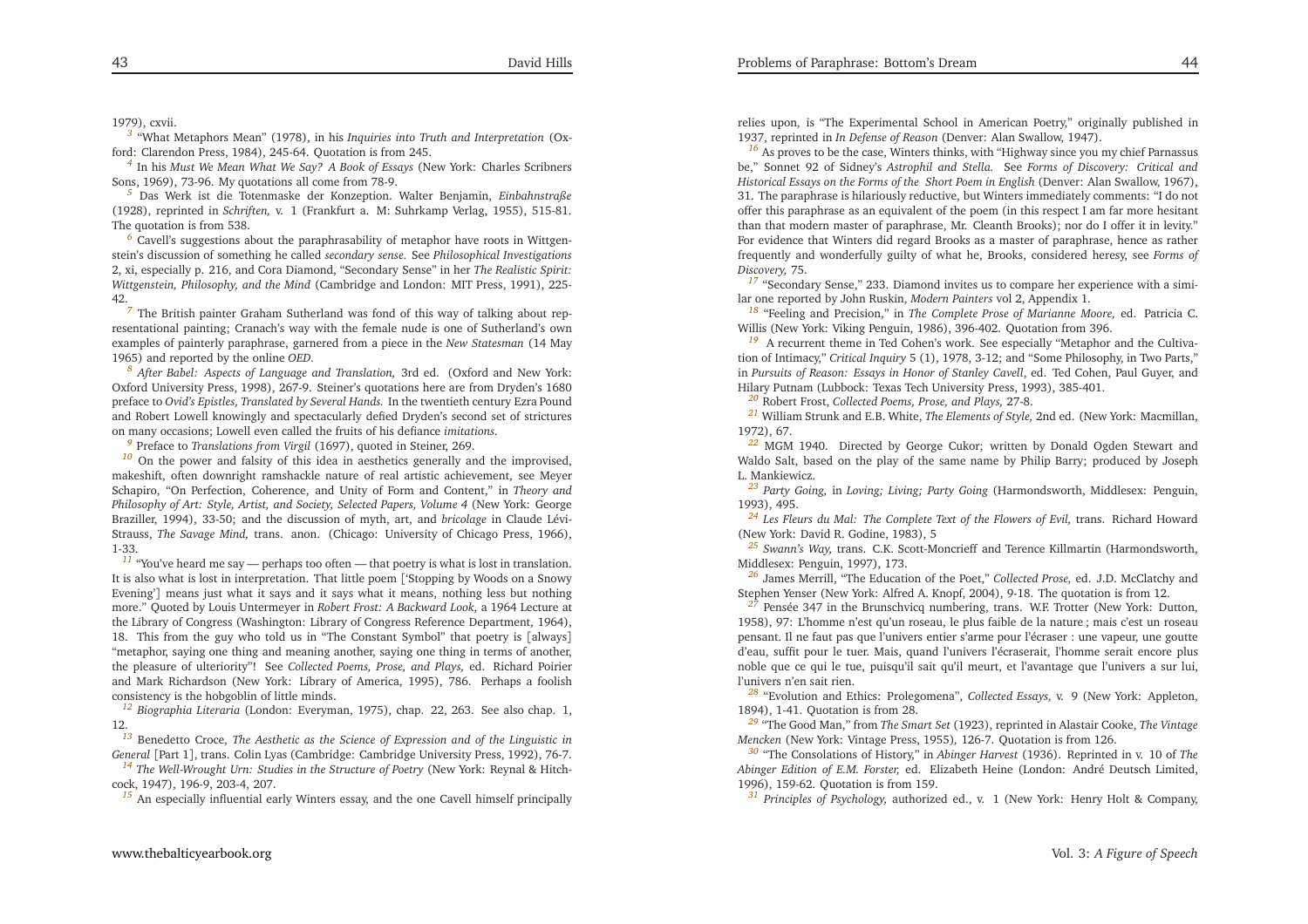1979), cxvii.

[3] "What Metaphors Mean" (1978), in his *Inquiries into Truth and Interpretation* (Oxford: Clarendon Press, 1984), 245-64. Quotation is from 245.

[4] In his *Must We Mean What We Say? A Book of Essays* (New York: Charles Scribners Sons, 1969), 73-96. My quotations all come from 78-9.

[5] Das Werk ist die Totenmaske der Konzeption. Walter Benjamin, *Einbahnstraße* (1928), reprinted in *Schriften,* v. 1 (Frankfurt a. M: Suhrkamp Verlag, 1955), 515-81. The quotation is from 538.

[6] Cavell's suggestions about the paraphrasability of metaphor have roots in Wittgenstein's discussion of something he called *secondary sense.* See *Philosophical Investigations* 2, xi, especially p. 216, and Cora Diamond, "Secondary Sense" in her *The Realistic Spirit: Wittgenstein, Philosophy, and the Mind* (Cambridge and London: MIT Press, 1991), 225-42.

[7] The British painter Graham Sutherland was fond of this way of talking about representational painting; Cranach's way with the female nude is one of Sutherland's own examples of painterly paraphrase, garnered from a piece in the *New Statesman* (14 May 1965) and reported by the online *OED.*

[8] *After Babel: Aspects of Language and Translation,* 3rd ed. (Oxford and New York: Oxford University Press, 1998), 267-9. Steiner's quotations here are from Dryden's 1680 preface to *Ovid's Epistles, Translated by Several Hands.* In the twentieth century Ezra Pound and Robert Lowell knowingly and spectacularly defied Dryden's second set of strictures on many occasions; Lowell even called the fruits of his defiance *imitations.*

[9] Preface to *Translations from Virgil* (1697), quoted in Steiner, 269.

[10] On the power and falsity of this idea in aesthetics generally and the improvised, makeshift, often downright ramshackle nature of real artistic achievement, see Meyer Schapiro, "On Perfection, Coherence, and Unity of Form and Content," in *Theory and Philosophy of Art: Style, Artist, and Society, Selected Papers, Volume 4* (New York: George Braziller, 1994), 33-50; and the discussion of myth, art, and *bricolage* in Claude Lévi-Strauss, *The Savage Mind,* trans. anon. (Chicago: University of Chicago Press, 1966), 1-33.

[11] "You've heard me say — perhaps too often — that poetry is what is lost in translation. It is also what is lost in interpretation. That little poem ['Stopping by Woods on a Snowy Evening'] means just what it says and it says what it means, nothing less but nothing more." Quoted by Louis Untermeyer in *Robert Frost: A Backward Look,* a 1964 Lecture at the Library of Congress (Washington: Library of Congress Reference Department, 1964), 18. This from the guy who told us in "The Constant Symbol" that poetry is [always] "metaphor, saying one thing and meaning another, saying one thing in terms of another, the pleasure of ulteriority"! See *Collected Poems, Prose, and Plays,* ed. Richard Poirier and Mark Richardson (New York: Library of America, 1995), 786. Perhaps a foolish consistency is the hobgoblin of little minds.

[12] *Biographia Literaria* (London: Everyman, 1975), chap. 22, 263. See also chap. 1, 12.

[13] Benedetto Croce, *The Aesthetic as the Science of Expression and of the Linguistic in General* [Part 1], trans. Colin Lyas (Cambridge: Cambridge University Press, 1992), 76-7.

[14] *The Well-Wrought Urn: Studies in the Structure of Poetry* (New York: Reynal & Hitchcock, 1947), 196-9, 203-4, 207.

[15] An especially influential early Winters essay, and the one Cavell himself principally relies upon, is "The Experimental School in American Poetry," originally published in 1937, reprinted in *In Defense of Reason* (Denver: Alan Swallow, 1947).

[16] As proves to be the case, Winters thinks, with "Highway since you my chief Parnassus be," Sonnet 92 of Sidney's *Astrophil and Stella.* See *Forms of Discovery: Critical and Historical Essays on the Forms of the Short Poem in English* (Denver: Alan Swallow, 1967), 31. The paraphrase is hilariously reductive, but Winters immediately comments: "I do not offer this paraphrase as an equivalent of the poem (in this respect I am far more hesitant than that modern master of paraphrase, Mr. Cleanth Brooks); nor do I offer it in levity." For evidence that Winters did regard Brooks as a master of paraphrase, hence as rather frequently and wonderfully guilty of what he, Brooks, considered heresy, see *Forms of Discovery,* 75.

[17] "Secondary Sense," 233. Diamond invites us to compare her experience with a similar one reported by John Ruskin, *Modern Painters* vol 2, Appendix 1.

[18] "Feeling and Precision," in *The Complete Prose of Marianne Moore,* ed. Patricia C. Willis (New York: Viking Penguin, 1986), 396-402. Quotation from 396.

[19] A recurrent theme in Ted Cohen's work. See especially "Metaphor and the Cultivation of Intimacy," *Critical Inquiry* 5 (1), 1978, 3-12; and "Some Philosophy, in Two Parts," in *Pursuits of Reason: Essays in Honor of Stanley Cavell*, ed. Ted Cohen, Paul Guyer, and Hilary Putnam (Lubbock: Texas Tech University Press, 1993), 385-401.

[20] Robert Frost, *Collected Poems, Prose, and Plays,* 27-8.

[21] William Strunk and E.B. White, *The Elements of Style,* 2nd ed. (New York: Macmillan, 1972), 67.

[22] MGM 1940. Directed by George Cukor; written by Donald Ogden Stewart and Waldo Salt, based on the play of the same name by Philip Barry; produced by Joseph L. Mankiewicz.

[23] *Party Going,* in *Loving; Living; Party Going* (Harmondsworth, Middlesex: Penguin, 1993), 495.

[24] *Les Fleurs du Mal: The Complete Text of the Flowers of Evil,* trans. Richard Howard (New York: David R. Godine, 1983), 5

[25] *Swann's Way,* trans. C.K. Scott-Moncrieff and Terence Killmartin (Harmondsworth, Middlesex: Penguin, 1997), 173.

[26] James Merrill, "The Education of the Poet," *Collected Prose,* ed. J.D. McClatchy and Stephen Yenser (New York: Alfred A. Knopf, 2004), 9-18. The quotation is from 12.

[27] Pensée 347 in the Brunschvicq numbering, trans. W.F. Trotter (New York: Dutton, 1958), 97: L'homme n'est qu'un roseau, le plus faible de la nature ; mais c'est un roseau pensant. Il ne faut pas que l'univers entier s'arme pour l'écraser : une vapeur, une goutte d'eau, suffit pour le tuer. Mais, quand l'univers l'écraserait, l'homme serait encore plus noble que ce qui le tue, puisqu'il sait qu'il meurt, et l'avantage que l'univers a sur lui, l'univers n'en sait rien.

[28] "Evolution and Ethics: Prolegomena", *Collected Essays,* v. 9 (New York: Appleton, 1894), 1-41. Quotation is from 28.

[29] "The Good Man," from *The Smart Set* (1923), reprinted in Alastair Cooke, *The Vintage Mencken* (New York: Vintage Press, 1955), 126-7. Quotation is from 126.

[30] "The Consolations of History," in *Abinger Harvest* (1936). Reprinted in v. 10 of *The Abinger Edition of E.M. Forster,* ed. Elizabeth Heine (London: André Deutsch Limited, 1996), 159-62. Quotation is from 159.

[31] *Principles of Psychology,* authorized ed., v. 1 (New York: Henry Holt & Company,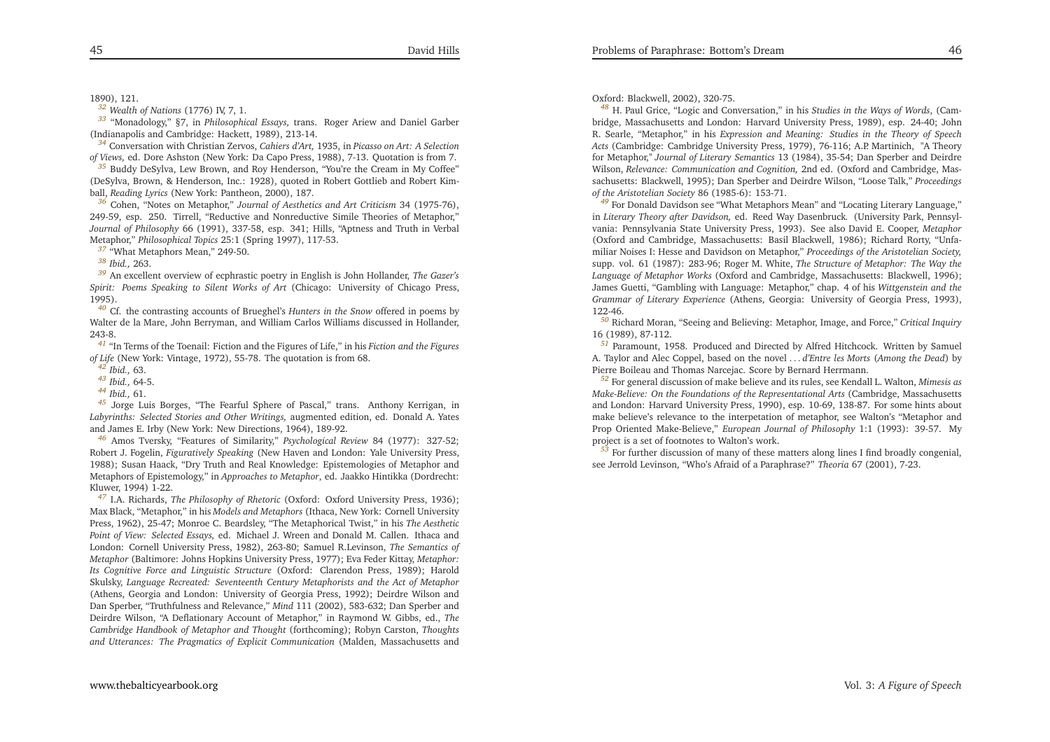1890), 121.

[32] *Wealth of Nations* (1776) IV, 7, 1.

[33] "Monadology," §7, in *Philosophical Essays,* trans. Roger Ariew and Daniel Garber (Indianapolis and Cambridge: Hackett, 1989), 213-14.

[34] Conversation with Christian Zervos, *Cahiers d'Art,* 1935, in *Picasso on Art: A Selection of Views,* ed. Dore Ashston (New York: Da Capo Press, 1988), 7-13. Quotation is from 7.

[35] Buddy DeSylva, Lew Brown, and Roy Henderson, "You're the Cream in My Coffee" (DeSylva, Brown, & Henderson, Inc.: 1928), quoted in Robert Gottlieb and Robert Kimball, *Reading Lyrics* (New York: Pantheon, 2000), 187.

[36] Cohen, "Notes on Metaphor," *Journal of Aesthetics and Art Criticism* 34 (1975-76), 249-59, esp. 250. Tirrell, "Reductive and Nonreductive Simile Theories of Metaphor," *Journal of Philosophy* 66 (1991), 337-58, esp. 341; Hills, "Aptness and Truth in Verbal Metaphor," *Philosophical Topics* 25:1 (Spring 1997), 117-53.

[37] "What Metaphors Mean," 249-50.

[38] *Ibid.,* 263.

[39] An excellent overview of ecphrastic poetry in English is John Hollander, *The Gazer's Spirit: Poems Speaking to Silent Works of Art* (Chicago: University of Chicago Press, 1995).

[40] Cf. the contrasting accounts of Brueghel's *Hunters in the Snow* offered in poems by Walter de la Mare, John Berryman, and William Carlos Williams discussed in Hollander, 243-8.

[41] "In Terms of the Toenail: Fiction and the Figures of Life," in his *Fiction and the Figures of Life* (New York: Vintage, 1972), 55-78. The quotation is from 68.

[42] *Ibid.,* 63.

[43] *Ibid.,* 64-5.

[44] *Ibid.,* 61.

[45] Jorge Luis Borges, "The Fearful Sphere of Pascal," trans. Anthony Kerrigan, in *Labyrinths: Selected Stories and Other Writings,* augmented edition, ed. Donald A. Yates and James E. Irby (New York: New Directions, 1964), 189-92.

[46] Amos Tversky, "Features of Similarity," *Psychological Review* 84 (1977): 327-52; Robert J. Fogelin, *Figuratively Speaking* (New Haven and London: Yale University Press, 1988); Susan Haack, "Dry Truth and Real Knowledge: Epistemologies of Metaphor and Metaphors of Epistemology," in *Approaches to Metaphor*, ed. Jaakko Hintikka (Dordrecht: Kluwer, 1994) 1-22.

[47] I.A. Richards, *The Philosophy of Rhetoric* (Oxford: Oxford University Press, 1936); Max Black, "Metaphor," in his *Models and Metaphors* (Ithaca, New York: Cornell University Press, 1962), 25-47; Monroe C. Beardsley, "The Metaphorical Twist," in his *The Aesthetic Point of View: Selected Essays,* ed. Michael J. Wreen and Donald M. Callen. Ithaca and London: Cornell University Press, 1982), 263-80; Samuel R.Levinson, *The Semantics of Metaphor* (Baltimore: Johns Hopkins University Press, 1977); Eva Feder Kittay, *Metaphor: Its Cognitive Force and Linguistic Structure* (Oxford: Clarendon Press, 1989); Harold Skulsky, *Language Recreated: Seventeenth Century Metaphorists and the Act of Metaphor* (Athens, Georgia and London: University of Georgia Press, 1992); Deirdre Wilson and Dan Sperber, "Truthfulness and Relevance," *Mind* 111 (2002), 583-632; Dan Sperber and Deirdre Wilson, "A Deflationary Account of Metaphor," in Raymond W. Gibbs, ed., *The Cambridge Handbook of Metaphor and Thought* (forthcoming); Robyn Carston, *Thoughts and Utterances: The Pragmatics of Explicit Communication* (Malden, Massachusetts and Oxford: Blackwell, 2002), 320-75.

[48] H. Paul Grice, "Logic and Conversation," in his *Studies in the Ways of Words*, (Cambridge, Massachusetts and London: Harvard University Press, 1989), esp. 24-40; John R. Searle, "Metaphor," in his *Expression and Meaning: Studies in the Theory of Speech Acts* (Cambridge: Cambridge University Press, 1979), 76-116; A.P. Martinich, "A Theory for Metaphor," *Journal of Literary Semantics* 13 (1984), 35-54; Dan Sperber and Deirdre Wilson, *Relevance: Communication and Cognition,* 2nd ed. (Oxford and Cambridge, Massachusetts: Blackwell, 1995); Dan Sperber and Deirdre Wilson, "Loose Talk," *Proceedings of the Aristotelian Society* 86 (1985-6): 153-71.

[49] For Donald Davidson see "What Metaphors Mean" and "Locating Literary Language," in *Literary Theory after Davidson,* ed. Reed Way Dasenbruck. (University Park, Pennsylvania: Pennsylvania State University Press, 1993). See also David E. Cooper, *Metaphor* (Oxford and Cambridge, Massachusetts: Basil Blackwell, 1986); Richard Rorty, "Unfamiliar Noises I: Hesse and Davidson on Metaphor," *Proceedings of the Aristotelian Society,* supp. vol. 61 (1987): 283-96; Roger M. White, *The Structure of Metaphor: The Way the Language of Metaphor Works* (Oxford and Cambridge, Massachusetts: Blackwell, 1996); James Guetti, "Gambling with Language: Metaphor," chap. 4 of his *Wittgenstein and the Grammar of Literary Experience* (Athens, Georgia: University of Georgia Press, 1993), 122-46.

[50] Richard Moran, "Seeing and Believing: Metaphor, Image, and Force," *Critical Inquiry* 16 (1989), 87-112.

[51] Paramount, 1958. Produced and Directed by Alfred Hitchcock. Written by Samuel A. Taylor and Alec Coppel, based on the novel . . . *d'Entre les Morts* (*Among the Dead*) by Pierre Boileau and Thomas Narcejac. Score by Bernard Herrmann.

[52] For general discussion of make believe and its rules, see Kendall L. Walton, *Mimesis as Make-Believe: On the Foundations of the Representational Arts* (Cambridge, Massachusetts and London: Harvard University Press, 1990), esp. 10-69, 138-87. For some hints about make believe's relevance to the interpretation of metaphor, see Walton's "Metaphor and Prop Oriented Make-Believe," *European Journal of Philosophy* 1:1 (1993): 39-57. My project is a set of footnotes to Walton's work.

[53] For further discussion of many of these matters along lines I find broadly congenial, see Jerrold Levinson, "Who's Afraid of a Paraphrase?" *Theoria* 67 (2001), 7-23.